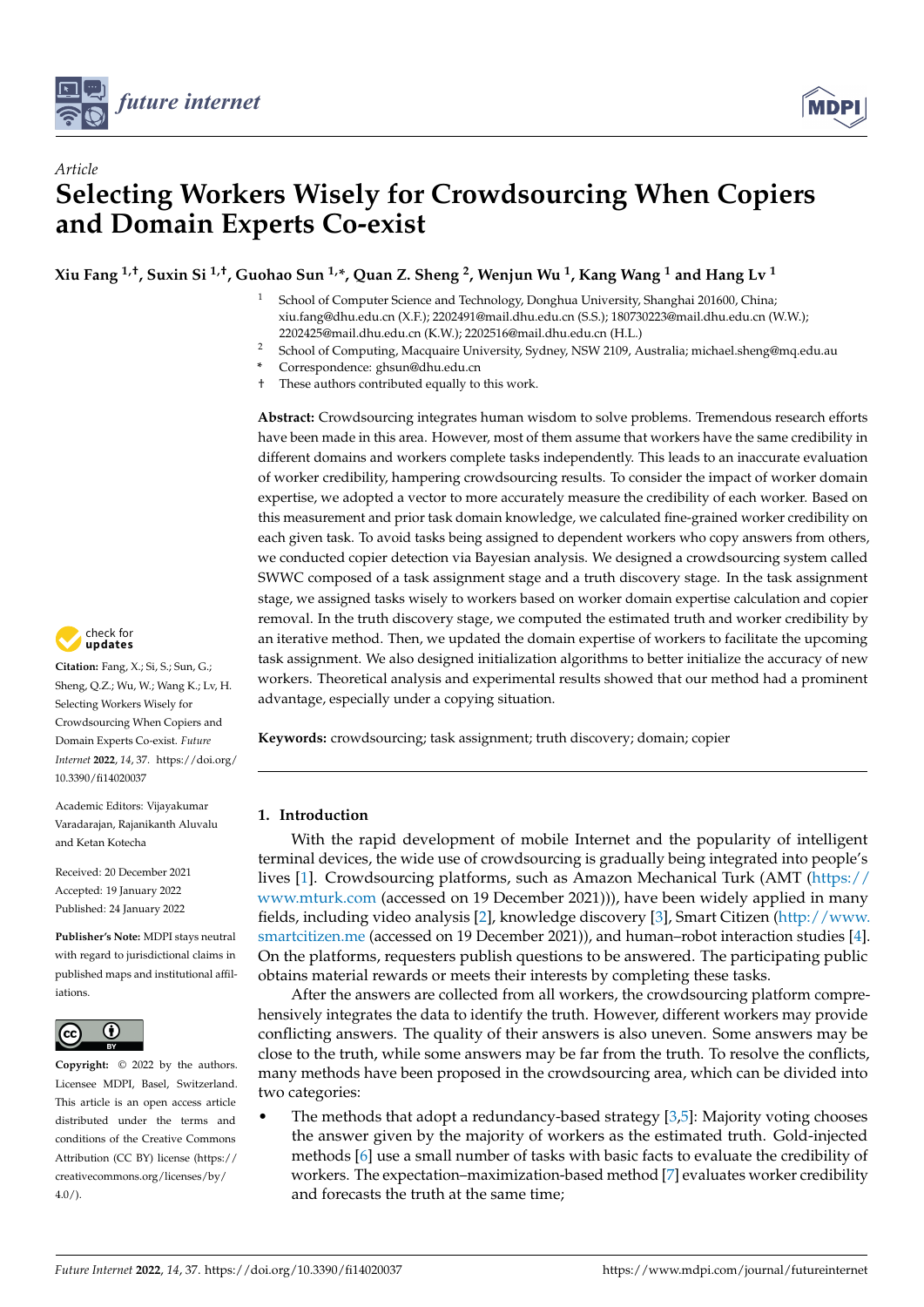*future internet*

Article

# Selecting Workers Wisely for Crowdsourcing When Copiers and Domain Experts Co-exist

**Xiu Fang [1,†], Suxin Si [1,†], Guohao Sun [1,*], Quan Z. Sheng [2], Wenjun Wu [1], Kang Wang [1] and Hang Lv [1]**

[1] School of Computer Science and Technology, Donghua University, Shanghai 201600, China; xiu.fang@dhu.edu.cn (X.F.); 2202491@mail.dhu.edu.cn (S.S.); 180730223@mail.dhu.edu.cn (W.W.); 2202425@mail.dhu.edu.cn (K.W.); 2202516@mail.dhu.edu.cn (H.L.)

[2] School of Computing, Macquaire University, Sydney, NSW 2109, Australia; michael.sheng@mq.edu.au

\* Correspondence: ghsun@dhu.edu.cn

† These authors contributed equally to this work.

**Citation:** Fang, X.; Si, S.; Sun, G.; Sheng, Q.Z.; Wu, W.; Wang K.; Lv, H. Selecting Workers Wisely for Crowdsourcing When Copiers and Domain Experts Co-exist. *Future Internet* **2022**, *14*, 37. https://doi.org/10.3390/fi14020037

Academic Editors: Vijayakumar Varadarajan, Rajanikanth Aluvalu and Ketan Kotecha

Received: 20 December 2021
Accepted: 19 January 2022
Published: 24 January 2022

**Publisher's Note:** MDPI stays neutral with regard to jurisdictional claims in published maps and institutional affiliations.

**Copyright:** © 2022 by the authors. Licensee MDPI, Basel, Switzerland. This article is an open access article distributed under the terms and conditions of the Creative Commons Attribution (CC BY) license (https://creativecommons.org/licenses/by/4.0/).

**Abstract:** Crowdsourcing integrates human wisdom to solve problems. Tremendous research efforts have been made in this area. However, most of them assume that workers have the same credibility in different domains and workers complete tasks independently. This leads to an inaccurate evaluation of worker credibility, hampering crowdsourcing results. To consider the impact of worker domain expertise, we adopted a vector to more accurately measure the credibility of each worker. Based on this measurement and prior task domain knowledge, we calculated fine-grained worker credibility on each given task. To avoid tasks being assigned to dependent workers who copy answers from others, we conducted copier detection via Bayesian analysis. We designed a crowdsourcing system called SWWC composed of a task assignment stage and a truth discovery stage. In the task assignment stage, we assigned tasks wisely to workers based on worker domain expertise calculation and copier removal. In the truth discovery stage, we computed the estimated truth and worker credibility by an iterative method. Then, we updated the domain expertise of workers to facilitate the upcoming task assignment. We also designed initialization algorithms to better initialize the accuracy of new workers. Theoretical analysis and experimental results showed that our method had a prominent advantage, especially under a copying situation.

**Keywords:** crowdsourcing; task assignment; truth discovery; domain; copier

## 1. Introduction

With the rapid development of mobile Internet and the popularity of intelligent terminal devices, the wide use of crowdsourcing is gradually being integrated into people's lives [1]. Crowdsourcing platforms, such as Amazon Mechanical Turk (AMT (https://www.mturk.com (accessed on 19 December 2021))), have been widely applied in many fields, including video analysis [2], knowledge discovery [3], Smart Citizen (http://www.smartcitizen.me (accessed on 19 December 2021)), and human–robot interaction studies [4]. On the platforms, requesters publish questions to be answered. The participating public obtains material rewards or meets their interests by completing these tasks.

After the answers are collected from all workers, the crowdsourcing platform comprehensively integrates the data to identify the truth. However, different workers may provide conflicting answers. The quality of their answers is also uneven. Some answers may be close to the truth, while some answers may be far from the truth. To resolve the conflicts, many methods have been proposed in the crowdsourcing area, which can be divided into two categories:

- The methods that adopt a redundancy-based strategy [3,5]: Majority voting chooses the answer given by the majority of workers as the estimated truth. Gold-injected methods [6] use a small number of tasks with basic facts to evaluate the credibility of workers. The expectation–maximization-based method [7] evaluates worker credibility and forecasts the truth at the same time;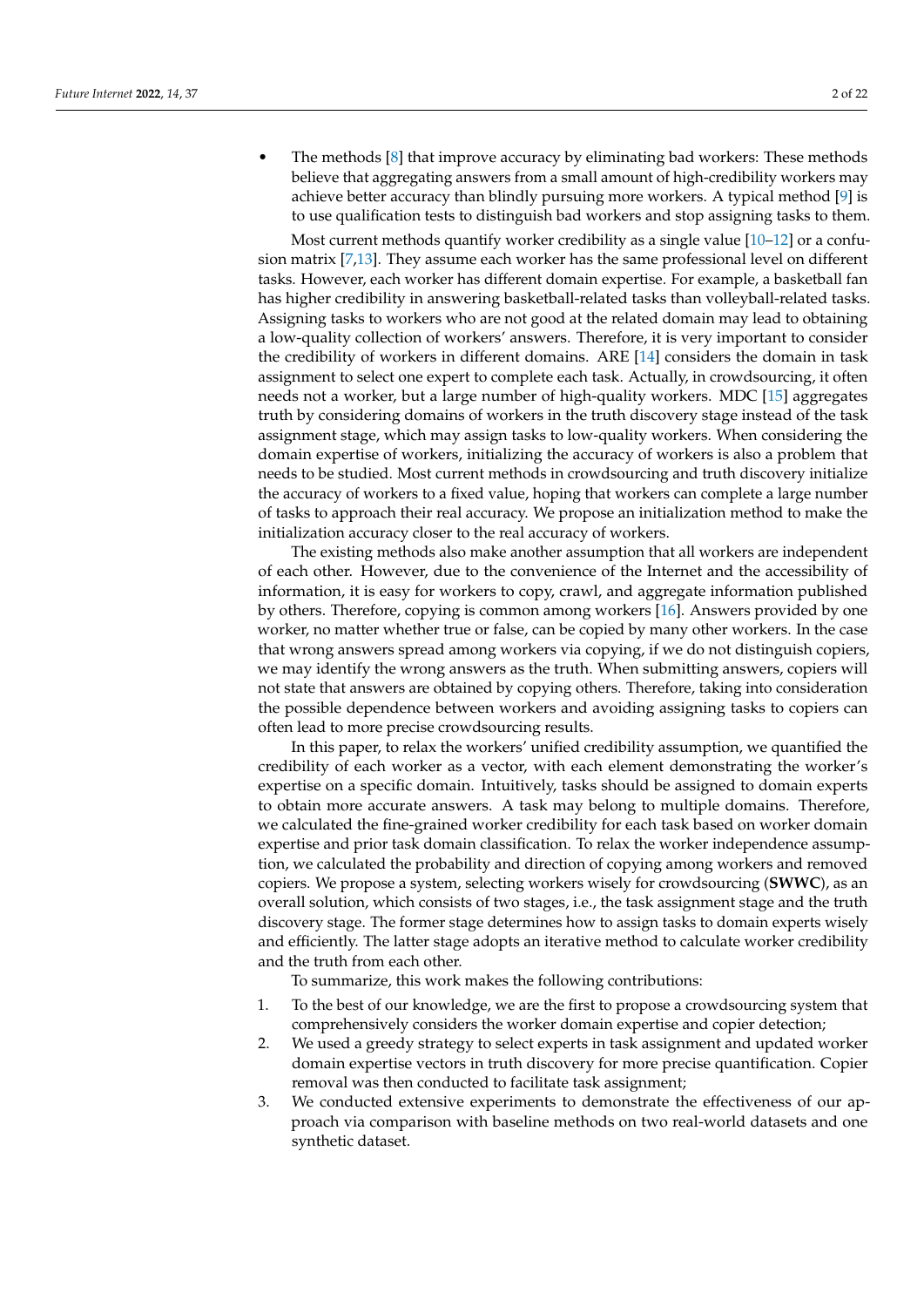- The methods [8] that improve accuracy by eliminating bad workers: These methods believe that aggregating answers from a small amount of high-credibility workers may achieve better accuracy than blindly pursuing more workers. A typical method [9] is to use qualification tests to distinguish bad workers and stop assigning tasks to them.

Most current methods quantify worker credibility as a single value [10–12] or a confusion matrix [7,13]. They assume each worker has the same professional level on different tasks. However, each worker has different domain expertise. For example, a basketball fan has higher credibility in answering basketball-related tasks than volleyball-related tasks. Assigning tasks to workers who are not good at the related domain may lead to obtaining a low-quality collection of workers' answers. Therefore, it is very important to consider the credibility of workers in different domains. ARE [14] considers the domain in task assignment to select one expert to complete each task. Actually, in crowdsourcing, it often needs not a worker, but a large number of high-quality workers. MDC [15] aggregates truth by considering domains of workers in the truth discovery stage instead of the task assignment stage, which may assign tasks to low-quality workers. When considering the domain expertise of workers, initializing the accuracy of workers is also a problem that needs to be studied. Most current methods in crowdsourcing and truth discovery initialize the accuracy of workers to a fixed value, hoping that workers can complete a large number of tasks to approach their real accuracy. We propose an initialization method to make the initialization accuracy closer to the real accuracy of workers.

The existing methods also make another assumption that all workers are independent of each other. However, due to the convenience of the Internet and the accessibility of information, it is easy for workers to copy, crawl, and aggregate information published by others. Therefore, copying is common among workers [16]. Answers provided by one worker, no matter whether true or false, can be copied by many other workers. In the case that wrong answers spread among workers via copying, if we do not distinguish copiers, we may identify the wrong answers as the truth. When submitting answers, copiers will not state that answers are obtained by copying others. Therefore, taking into consideration the possible dependence between workers and avoiding assigning tasks to copiers can often lead to more precise crowdsourcing results.

In this paper, to relax the workers' unified credibility assumption, we quantified the credibility of each worker as a vector, with each element demonstrating the worker's expertise on a specific domain. Intuitively, tasks should be assigned to domain experts to obtain more accurate answers. A task may belong to multiple domains. Therefore, we calculated the fine-grained worker credibility for each task based on worker domain expertise and prior task domain classification. To relax the worker independence assumption, we calculated the probability and direction of copying among workers and removed copiers. We propose a system, selecting workers wisely for crowdsourcing (**SWWC**), as an overall solution, which consists of two stages, i.e., the task assignment stage and the truth discovery stage. The former stage determines how to assign tasks to domain experts wisely and efficiently. The latter stage adopts an iterative method to calculate worker credibility and the truth from each other.

To summarize, this work makes the following contributions:

1. To the best of our knowledge, we are the first to propose a crowdsourcing system that comprehensively considers the worker domain expertise and copier detection;
2. We used a greedy strategy to select experts in task assignment and updated worker domain expertise vectors in truth discovery for more precise quantification. Copier removal was then conducted to facilitate task assignment;
3. We conducted extensive experiments to demonstrate the effectiveness of our approach via comparison with baseline methods on two real-world datasets and one synthetic dataset.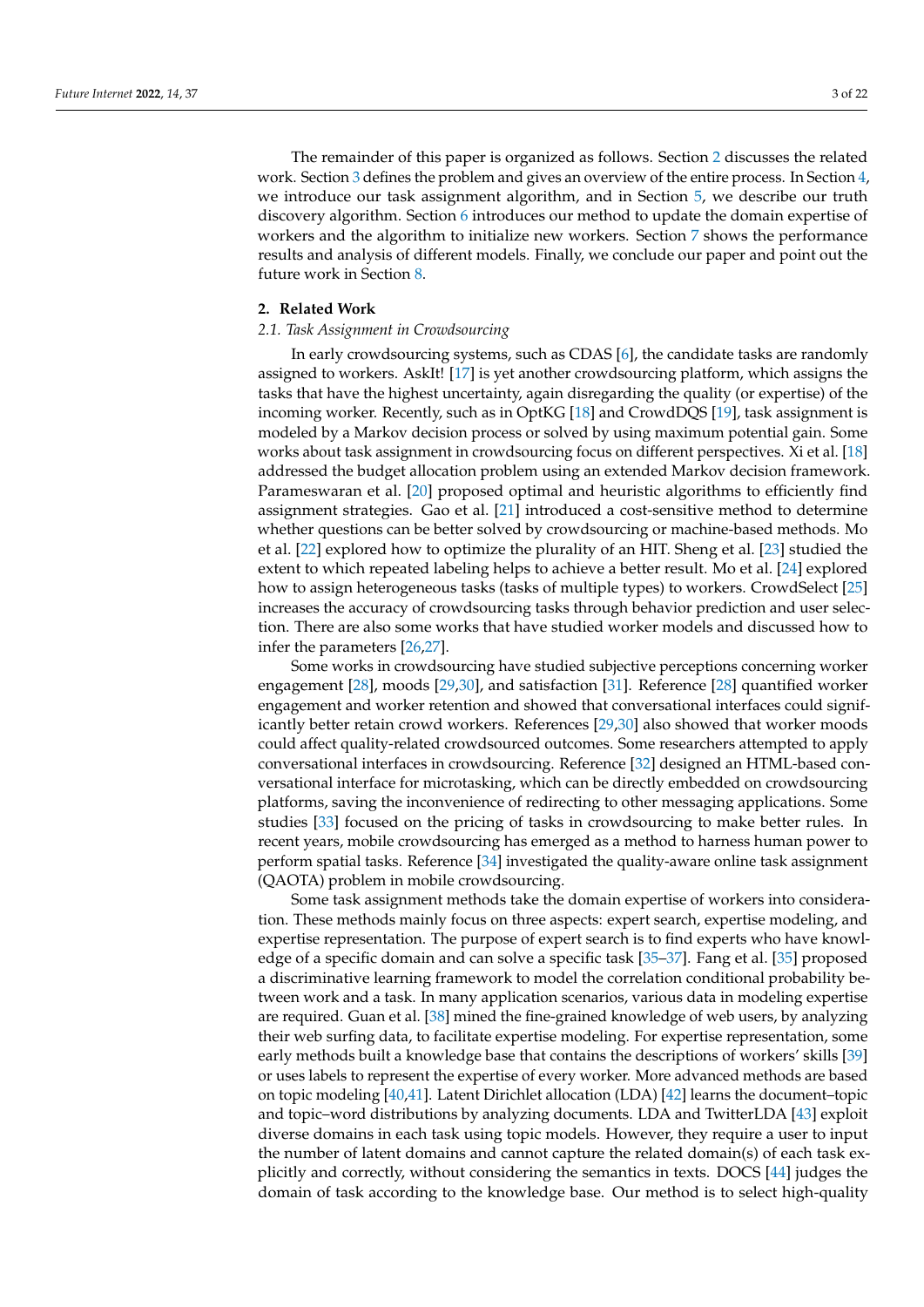The remainder of this paper is organized as follows. Section 2 discusses the related work. Section 3 defines the problem and gives an overview of the entire process. In Section 4, we introduce our task assignment algorithm, and in Section 5, we describe our truth discovery algorithm. Section 6 introduces our method to update the domain expertise of workers and the algorithm to initialize new workers. Section 7 shows the performance results and analysis of different models. Finally, we conclude our paper and point out the future work in Section 8.

## 2. Related Work

### 2.1. Task Assignment in Crowdsourcing

In early crowdsourcing systems, such as CDAS [6], the candidate tasks are randomly assigned to workers. AskIt! [17] is yet another crowdsourcing platform, which assigns the tasks that have the highest uncertainty, again disregarding the quality (or expertise) of the incoming worker. Recently, such as in OptKG [18] and CrowdDQS [19], task assignment is modeled by a Markov decision process or solved by using maximum potential gain. Some works about task assignment in crowdsourcing focus on different perspectives. Xi et al. [18] addressed the budget allocation problem using an extended Markov decision framework. Parameswaran et al. [20] proposed optimal and heuristic algorithms to efficiently find assignment strategies. Gao et al. [21] introduced a cost-sensitive method to determine whether questions can be better solved by crowdsourcing or machine-based methods. Mo et al. [22] explored how to optimize the plurality of an HIT. Sheng et al. [23] studied the extent to which repeated labeling helps to achieve a better result. Mo et al. [24] explored how to assign heterogeneous tasks (tasks of multiple types) to workers. CrowdSelect [25] increases the accuracy of crowdsourcing tasks through behavior prediction and user selection. There are also some works that have studied worker models and discussed how to infer the parameters [26,27].

Some works in crowdsourcing have studied subjective perceptions concerning worker engagement [28], moods [29,30], and satisfaction [31]. Reference [28] quantified worker engagement and worker retention and showed that conversational interfaces could significantly better retain crowd workers. References [29,30] also showed that worker moods could affect quality-related crowdsourced outcomes. Some researchers attempted to apply conversational interfaces in crowdsourcing. Reference [32] designed an HTML-based conversational interface for microtasking, which can be directly embedded on crowdsourcing platforms, saving the inconvenience of redirecting to other messaging applications. Some studies [33] focused on the pricing of tasks in crowdsourcing to make better rules. In recent years, mobile crowdsourcing has emerged as a method to harness human power to perform spatial tasks. Reference [34] investigated the quality-aware online task assignment (QAOTA) problem in mobile crowdsourcing.

Some task assignment methods take the domain expertise of workers into consideration. These methods mainly focus on three aspects: expert search, expertise modeling, and expertise representation. The purpose of expert search is to find experts who have knowledge of a specific domain and can solve a specific task [35–37]. Fang et al. [35] proposed a discriminative learning framework to model the correlation conditional probability between work and a task. In many application scenarios, various data in modeling expertise are required. Guan et al. [38] mined the fine-grained knowledge of web users, by analyzing their web surfing data, to facilitate expertise modeling. For expertise representation, some early methods built a knowledge base that contains the descriptions of workers' skills [39] or uses labels to represent the expertise of every worker. More advanced methods are based on topic modeling [40,41]. Latent Dirichlet allocation (LDA) [42] learns the document–topic and topic–word distributions by analyzing documents. LDA and TwitterLDA [43] exploit diverse domains in each task using topic models. However, they require a user to input the number of latent domains and cannot capture the related domain(s) of each task explicitly and correctly, without considering the semantics in texts. DOCS [44] judges the domain of task according to the knowledge base. Our method is to select high-quality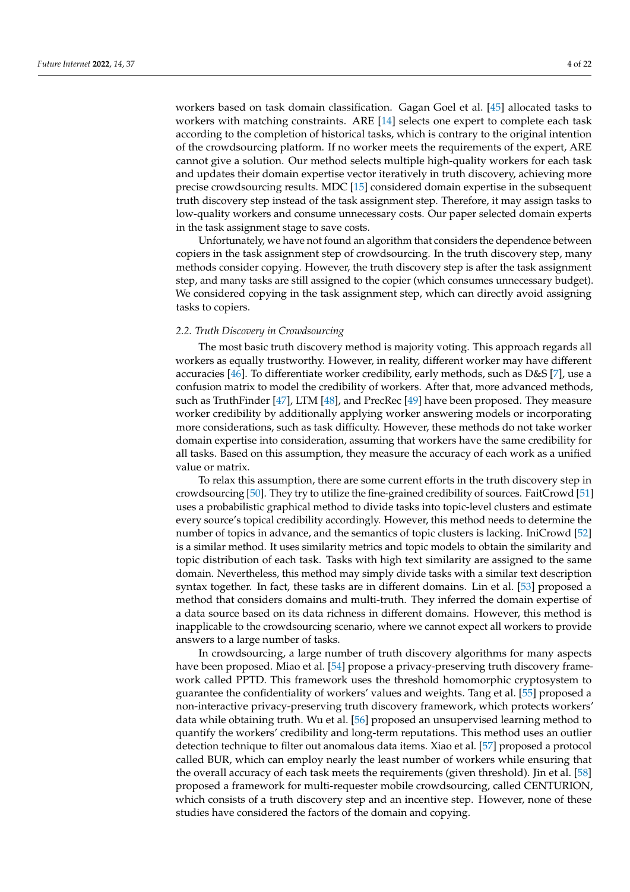workers based on task domain classification. Gagan Goel et al. [45] allocated tasks to workers with matching constraints. ARE [14] selects one expert to complete each task according to the completion of historical tasks, which is contrary to the original intention of the crowdsourcing platform. If no worker meets the requirements of the expert, ARE cannot give a solution. Our method selects multiple high-quality workers for each task and updates their domain expertise vector iteratively in truth discovery, achieving more precise crowdsourcing results. MDC [15] considered domain expertise in the subsequent truth discovery step instead of the task assignment step. Therefore, it may assign tasks to low-quality workers and consume unnecessary costs. Our paper selected domain experts in the task assignment stage to save costs.

Unfortunately, we have not found an algorithm that considers the dependence between copiers in the task assignment step of crowdsourcing. In the truth discovery step, many methods consider copying. However, the truth discovery step is after the task assignment step, and many tasks are still assigned to the copier (which consumes unnecessary budget). We considered copying in the task assignment step, which can directly avoid assigning tasks to copiers.

### 2.2. Truth Discovery in Crowdsourcing

The most basic truth discovery method is majority voting. This approach regards all workers as equally trustworthy. However, in reality, different worker may have different accuracies [46]. To differentiate worker credibility, early methods, such as D&S [7], use a confusion matrix to model the credibility of workers. After that, more advanced methods, such as TruthFinder [47], LTM [48], and PrecRec [49] have been proposed. They measure worker credibility by additionally applying worker answering models or incorporating more considerations, such as task difficulty. However, these methods do not take worker domain expertise into consideration, assuming that workers have the same credibility for all tasks. Based on this assumption, they measure the accuracy of each work as a unified value or matrix.

To relax this assumption, there are some current efforts in the truth discovery step in crowdsourcing [50]. They try to utilize the fine-grained credibility of sources. FaitCrowd [51] uses a probabilistic graphical method to divide tasks into topic-level clusters and estimate every source's topical credibility accordingly. However, this method needs to determine the number of topics in advance, and the semantics of topic clusters is lacking. IniCrowd [52] is a similar method. It uses similarity metrics and topic models to obtain the similarity and topic distribution of each task. Tasks with high text similarity are assigned to the same domain. Nevertheless, this method may simply divide tasks with a similar text description syntax together. In fact, these tasks are in different domains. Lin et al. [53] proposed a method that considers domains and multi-truth. They inferred the domain expertise of a data source based on its data richness in different domains. However, this method is inapplicable to the crowdsourcing scenario, where we cannot expect all workers to provide answers to a large number of tasks.

In crowdsourcing, a large number of truth discovery algorithms for many aspects have been proposed. Miao et al. [54] propose a privacy-preserving truth discovery framework called PPTD. This framework uses the threshold homomorphic cryptosystem to guarantee the confidentiality of workers' values and weights. Tang et al. [55] proposed a non-interactive privacy-preserving truth discovery framework, which protects workers' data while obtaining truth. Wu et al. [56] proposed an unsupervised learning method to quantify the workers' credibility and long-term reputations. This method uses an outlier detection technique to filter out anomalous data items. Xiao et al. [57] proposed a protocol called BUR, which can employ nearly the least number of workers while ensuring that the overall accuracy of each task meets the requirements (given threshold). Jin et al. [58] proposed a framework for multi-requester mobile crowdsourcing, called CENTURION, which consists of a truth discovery step and an incentive step. However, none of these studies have considered the factors of the domain and copying.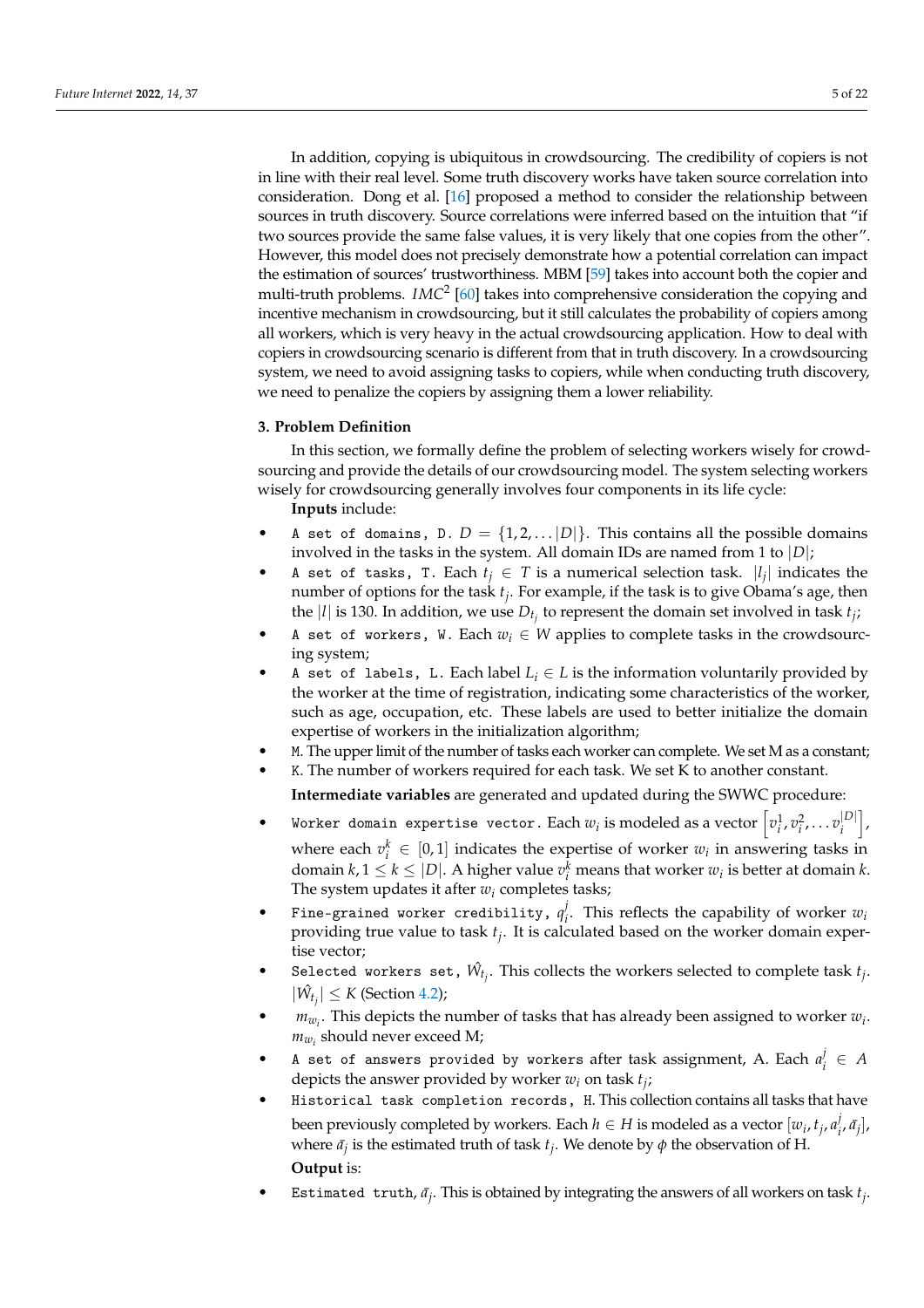In addition, copying is ubiquitous in crowdsourcing. The credibility of copiers is not in line with their real level. Some truth discovery works have taken source correlation into consideration. Dong et al. [16] proposed a method to consider the relationship between sources in truth discovery. Source correlations were inferred based on the intuition that "if two sources provide the same false values, it is very likely that one copies from the other". However, this model does not precisely demonstrate how a potential correlation can impact the estimation of sources' trustworthiness. MBM [59] takes into account both the copier and multi-truth problems. $IMC^2$ [60] takes into comprehensive consideration the copying and incentive mechanism in crowdsourcing, but it still calculates the probability of copiers among all workers, which is very heavy in the actual crowdsourcing application. How to deal with copiers in crowdsourcing scenario is different from that in truth discovery. In a crowdsourcing system, we need to avoid assigning tasks to copiers, while when conducting truth discovery, we need to penalize the copiers by assigning them a lower reliability.

## 3. Problem Definition

In this section, we formally define the problem of selecting workers wisely for crowdsourcing and provide the details of our crowdsourcing model. The system selecting workers wisely for crowdsourcing generally involves four components in its life cycle:

**Inputs** include:

- `A set of domains, D`. $D = \{1, 2, \ldots |D|\}$. This contains all the possible domains involved in the tasks in the system. All domain IDs are named from 1 to $|D|$;
- `A set of tasks, T`. Each $t_j \in T$ is a numerical selection task. $|l_j|$ indicates the number of options for the task $t_j$. For example, if the task is to give Obama's age, then the $|l|$ is 130. In addition, we use $D_{t_j}$ to represent the domain set involved in task $t_j$;
- `A set of workers, W`. Each $w_i \in W$ applies to complete tasks in the crowdsourcing system;
- `A set of labels, L`. Each label $L_i \in L$ is the information voluntarily provided by the worker at the time of registration, indicating some characteristics of the worker, such as age, occupation, etc. These labels are used to better initialize the domain expertise of workers in the initialization algorithm;
- `M`. The upper limit of the number of tasks each worker can complete. We set M as a constant;
- `K`. The number of workers required for each task. We set K to another constant.

**Intermediate variables** are generated and updated during the SWWC procedure:

- `Worker domain expertise vector`. Each $w_i$ is modeled as a vector $\left[v_i^1, v_i^2, \ldots v_i^{|D|}\right]$, where each $v_i^k \in [0, 1]$ indicates the expertise of worker $w_i$ in answering tasks in domain $k, 1 \leq k \leq |D|$. A higher value $v_i^k$ means that worker $w_i$ is better at domain $k$. The system updates it after $w_i$ completes tasks;
- `Fine-grained worker credibility`, $q_i^j$. This reflects the capability of worker $w_i$ providing true value to task $t_j$. It is calculated based on the worker domain expertise vector;
- `Selected workers set`, $\hat{W}_{t_j}$. This collects the workers selected to complete task $t_j$. $|\hat{W}_{t_j}| \leq K$ (Section 4.2);
- $m_{w_i}$. This depicts the number of tasks that has already been assigned to worker $w_i$. $m_{w_i}$ should never exceed M;
- `A set of answers provided by workers after task assignment, A`. Each $a_i^j \in A$ depicts the answer provided by worker $w_i$ on task $t_j$;
- `Historical task completion records, H`. This collection contains all tasks that have been previously completed by workers. Each $h \in H$ is modeled as a vector $[w_i, t_j, a_i^j, \bar{a}_j]$, where $\bar{a}_j$ is the estimated truth of task $t_j$. We denote by $\phi$ the observation of H.

**Output** is:

- `Estimated truth`, $\bar{a}_j$. This is obtained by integrating the answers of all workers on task $t_j$.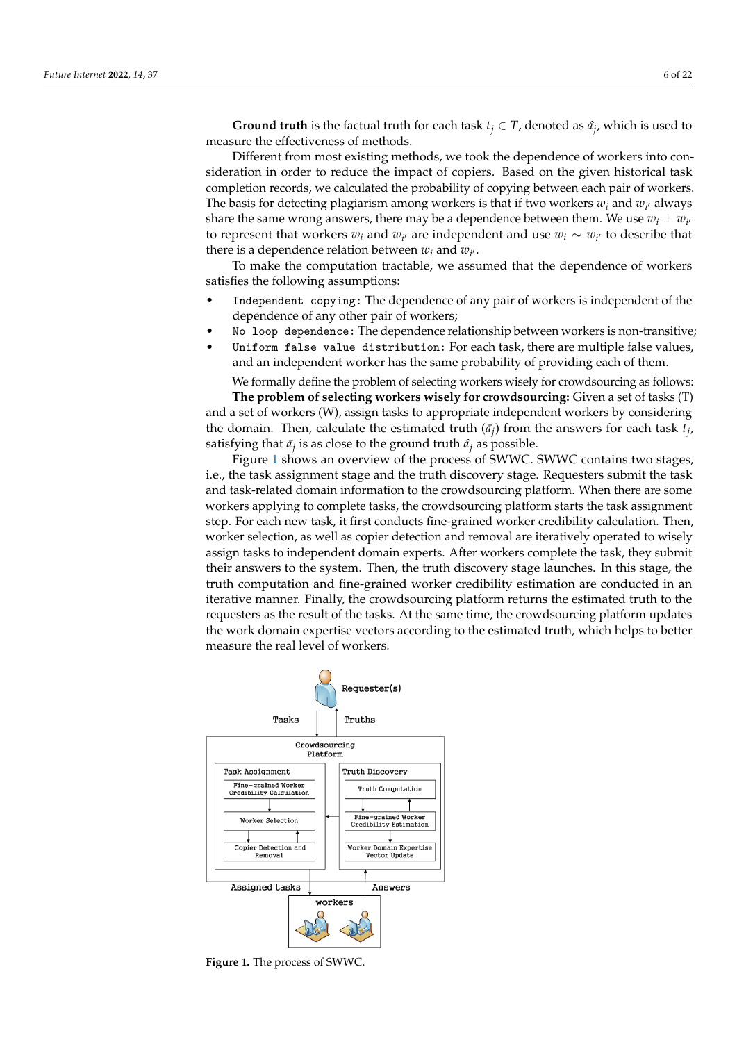**Ground truth** is the factual truth for each task $t_j \in T$, denoted as $\hat{a}_j$, which is used to measure the effectiveness of methods.

Different from most existing methods, we took the dependence of workers into consideration in order to reduce the impact of copiers. Based on the given historical task completion records, we calculated the probability of copying between each pair of workers. The basis for detecting plagiarism among workers is that if two workers $w_i$ and $w_{i'}$ always share the same wrong answers, there may be a dependence between them. We use $w_i \perp w_{i'}$ to represent that workers $w_i$ and $w_{i'}$ are independent and use $w_i \sim w_{i'}$ to describe that there is a dependence relation between $w_i$ and $w_{i'}$.

To make the computation tractable, we assumed that the dependence of workers satisfies the following assumptions:

- `Independent copying`: The dependence of any pair of workers is independent of the dependence of any other pair of workers;
- `No loop dependence`: The dependence relationship between workers is non-transitive;
- `Uniform false value distribution`: For each task, there are multiple false values, and an independent worker has the same probability of providing each of them.

We formally define the problem of selecting workers wisely for crowdsourcing as follows:

**The problem of selecting workers wisely for crowdsourcing:** Given a set of tasks (T) and a set of workers (W), assign tasks to appropriate independent workers by considering the domain. Then, calculate the estimated truth ($\bar{a}_j$) from the answers for each task $t_j$, satisfying that $\bar{a}_j$ is as close to the ground truth $\hat{a}_j$ as possible.

Figure 1 shows an overview of the process of SWWC. SWWC contains two stages, i.e., the task assignment stage and the truth discovery stage. Requesters submit the task and task-related domain information to the crowdsourcing platform. When there are some workers applying to complete tasks, the crowdsourcing platform starts the task assignment step. For each new task, it first conducts fine-grained worker credibility calculation. Then, worker selection, as well as copier detection and removal are iteratively operated to wisely assign tasks to independent domain experts. After workers complete the task, they submit their answers to the system. Then, the truth discovery stage launches. In this stage, the truth computation and fine-grained worker credibility estimation are conducted in an iterative manner. Finally, the crowdsourcing platform returns the estimated truth to the requesters as the result of the tasks. At the same time, the crowdsourcing platform updates the work domain expertise vectors according to the estimated truth, which helps to better measure the real level of workers.

Requester(s)

Tasks | Truths

Crowdsourcing Platform

Task Assignment: Fine-grained Worker Credibility Calculation → Worker Selection ↔ Copier Detection and Removal

Truth Discovery: Truth Computation ↔ Fine-grained Worker Credibility Estimation → Worker Domain Expertise Vector Update

Assigned tasks | Answers

workers

**Figure 1.** The process of SWWC.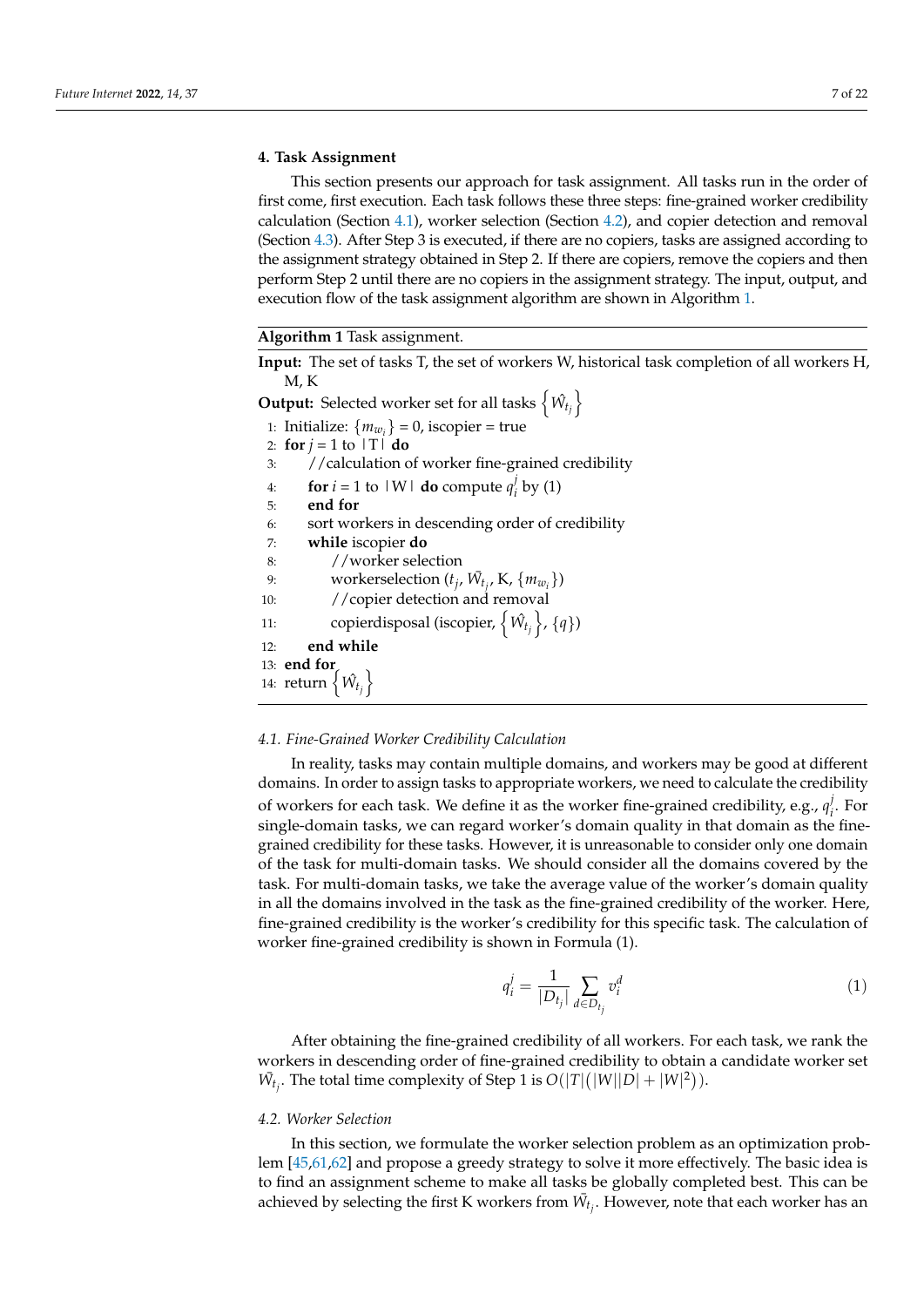## 4. Task Assignment

This section presents our approach for task assignment. All tasks run in the order of first come, first execution. Each task follows these three steps: fine-grained worker credibility calculation (Section 4.1), worker selection (Section 4.2), and copier detection and removal (Section 4.3). After Step 3 is executed, if there are no copiers, tasks are assigned according to the assignment strategy obtained in Step 2. If there are copiers, remove the copiers and then perform Step 2 until there are no copiers in the assignment strategy. The input, output, and execution flow of the task assignment algorithm are shown in Algorithm 1.

**Algorithm 1** Task assignment.

**Input:** The set of tasks T, the set of workers W, historical task completion of all workers H, M, K

**Output:** Selected worker set for all tasks $\left\{\hat{W}_{t_j}\right\}$

```
1:  Initialize: {m_{w_i}} = 0, iscopier = true
2:  for j = 1 to |T| do
3:      //calculation of worker fine-grained credibility
4:      for i = 1 to |W| do compute q_i^j by (1)
5:      end for
6:      sort workers in descending order of credibility
7:      while iscopier do
8:          //worker selection
9:          workerselection (t_j, W̄_{t_j}, K, {m_{w_i}})
10:         //copier detection and removal
11:         copierdisposal (iscopier, {Ŵ_{t_j}}, {q})
12:     end while
13: end for
14: return {Ŵ_{t_j}}
```

### 4.1. Fine-Grained Worker Credibility Calculation

In reality, tasks may contain multiple domains, and workers may be good at different domains. In order to assign tasks to appropriate workers, we need to calculate the credibility of workers for each task. We define it as the worker fine-grained credibility, e.g., $q_i^j$. For single-domain tasks, we can regard worker's domain quality in that domain as the fine-grained credibility for these tasks. However, it is unreasonable to consider only one domain of the task for multi-domain tasks. We should consider all the domains covered by the task. For multi-domain tasks, we take the average value of the worker's domain quality in all the domains involved in the task as the fine-grained credibility of the worker. Here, fine-grained credibility is the worker's credibility for this specific task. The calculation of worker fine-grained credibility is shown in Formula (1).

$$q_i^j = \frac{1}{|D_{t_j}|} \sum_{d \in D_{t_j}} v_i^d \tag{1}$$

After obtaining the fine-grained credibility of all workers. For each task, we rank the workers in descending order of fine-grained credibility to obtain a candidate worker set $\bar{W}_{t_j}$. The total time complexity of Step 1 is $O(|T|(|W||D| + |W|^2))$.

### 4.2. Worker Selection

In this section, we formulate the worker selection problem as an optimization problem [45,61,62] and propose a greedy strategy to solve it more effectively. The basic idea is to find an assignment scheme to make all tasks be globally completed best. This can be achieved by selecting the first K workers from $\bar{W}_{t_j}$. However, note that each worker has an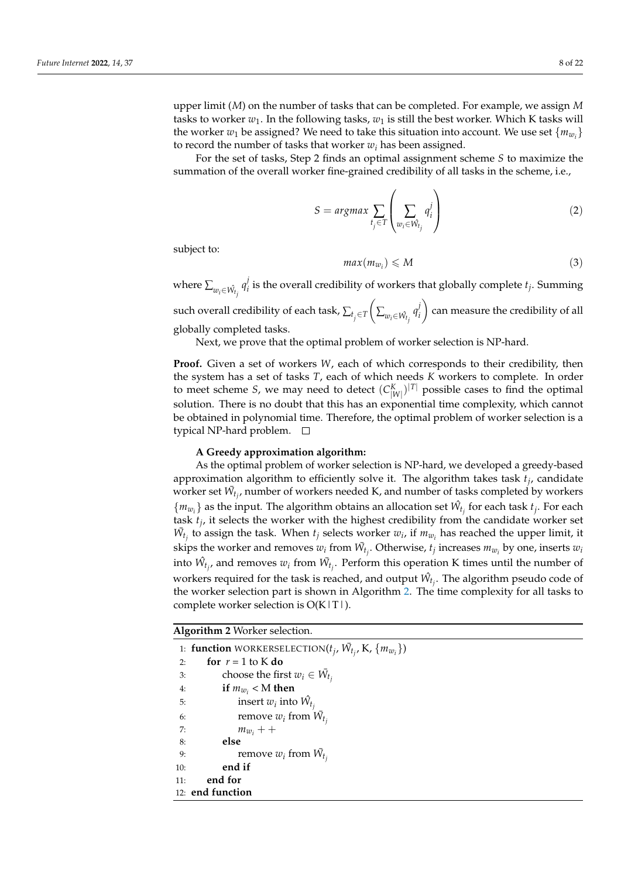upper limit ($M$) on the number of tasks that can be completed. For example, we assign $M$ tasks to worker $w_1$. In the following tasks, $w_1$ is still the best worker. Which K tasks will the worker $w_1$ be assigned? We need to take this situation into account. We use set $\{m_{w_i}\}$ to record the number of tasks that worker $w_i$ has been assigned.

For the set of tasks, Step 2 finds an optimal assignment scheme $S$ to maximize the summation of the overall worker fine-grained credibility of all tasks in the scheme, i.e.,

$$S = argmax \sum_{t_j \in T} \left( \sum_{w_i \in \hat{W}_{t_j}} q_i^j \right) \tag{2}$$

subject to:

$$max(m_{w_i}) \leqslant M \tag{3}$$

where $\sum_{w_i \in \hat{W}_{t_j}} q_i^j$ is the overall credibility of workers that globally complete $t_j$. Summing such overall credibility of each task, $\sum_{t_j \in T} \left( \sum_{w_i \in \hat{W}_{t_j}} q_i^j \right)$ can measure the credibility of all globally completed tasks.

Next, we prove that the optimal problem of worker selection is NP-hard.

**Proof.** Given a set of workers $W$, each of which corresponds to their credibility, then the system has a set of tasks $T$, each of which needs $K$ workers to complete. In order to meet scheme $S$, we may need to detect $(C_{|W|}^{K})^{|T|}$ possible cases to find the optimal solution. There is no doubt that this has an exponential time complexity, which cannot be obtained in polynomial time. Therefore, the optimal problem of worker selection is a typical NP-hard problem. □

**A Greedy approximation algorithm:**

As the optimal problem of worker selection is NP-hard, we developed a greedy-based approximation algorithm to efficiently solve it. The algorithm takes task $t_j$, candidate worker set $\bar{W}_{t_j}$, number of workers needed K, and number of tasks completed by workers $\{m_{w_i}\}$ as the input. The algorithm obtains an allocation set $\hat{W}_{t_j}$ for each task $t_j$. For each task $t_j$, it selects the worker with the highest credibility from the candidate worker set $\bar{W}_{t_j}$ to assign the task. When $t_j$ selects worker $w_i$, if $m_{w_i}$ has reached the upper limit, it skips the worker and removes $w_i$ from $\bar{W}_{t_j}$. Otherwise, $t_j$ increases $m_{w_i}$ by one, inserts $w_i$ into $\hat{W}_{t_j}$, and removes $w_i$ from $\bar{W}_{t_j}$. Perform this operation K times until the number of workers required for the task is reached, and output $\hat{W}_{t_j}$. The algorithm pseudo code of the worker selection part is shown in Algorithm 2. The time complexity for all tasks to complete worker selection is O(K|T|).

**Algorithm 2** Worker selection.

```
1: function WORKERSELECTION(t_j, W̄_{t_j}, K, {m_{w_i}})
2:     for r = 1 to K do
3:         choose the first w_i ∈ W̄_{t_j}
4:         if m_{w_i} < M then
5:             insert w_i into Ŵ_{t_j}
6:             remove w_i from W̄_{t_j}
7:             m_{w_i} + +
8:         else
9:             remove w_i from W̄_{t_j}
10:        end if
11:    end for
12: end function
```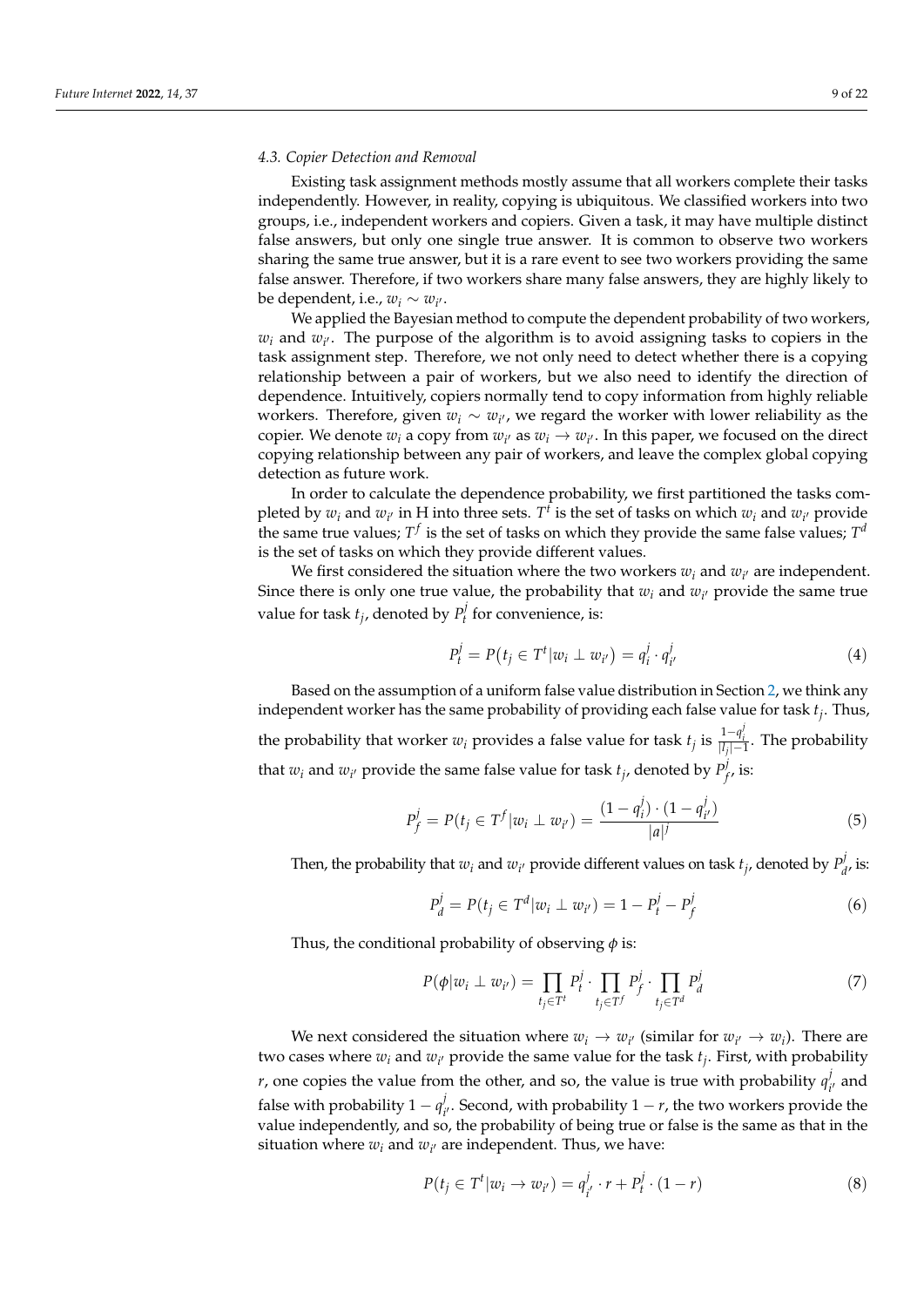### 4.3. Copier Detection and Removal

Existing task assignment methods mostly assume that all workers complete their tasks independently. However, in reality, copying is ubiquitous. We classified workers into two groups, i.e., independent workers and copiers. Given a task, it may have multiple distinct false answers, but only one single true answer. It is common to observe two workers sharing the same true answer, but it is a rare event to see two workers providing the same false answer. Therefore, if two workers share many false answers, they are highly likely to be dependent, i.e., $w_i \sim w_{i'}$.

We applied the Bayesian method to compute the dependent probability of two workers, $w_i$ and $w_{i'}$. The purpose of the algorithm is to avoid assigning tasks to copiers in the task assignment step. Therefore, we not only need to detect whether there is a copying relationship between a pair of workers, but we also need to identify the direction of dependence. Intuitively, copiers normally tend to copy information from highly reliable workers. Therefore, given $w_i \sim w_{i'}$, we regard the worker with lower reliability as the copier. We denote $w_i$ a copy from $w_{i'}$ as $w_i \rightarrow w_{i'}$. In this paper, we focused on the direct copying relationship between any pair of workers, and leave the complex global copying detection as future work.

In order to calculate the dependence probability, we first partitioned the tasks completed by $w_i$ and $w_{i'}$ in H into three sets. $T^t$ is the set of tasks on which $w_i$ and $w_{i'}$ provide the same true values; $T^f$ is the set of tasks on which they provide the same false values; $T^d$ is the set of tasks on which they provide different values.

We first considered the situation where the two workers $w_i$ and $w_{i'}$ are independent. Since there is only one true value, the probability that $w_i$ and $w_{i'}$ provide the same true value for task $t_j$, denoted by $P_t^j$ for convenience, is:

$$P_t^j = P(t_j \in T^t | w_i \perp w_{i'}) = q_i^j \cdot q_{i'}^j \tag{4}$$

Based on the assumption of a uniform false value distribution in Section 2, we think any independent worker has the same probability of providing each false value for task $t_j$. Thus, the probability that worker $w_i$ provides a false value for task $t_j$ is $\frac{1-q_i^j}{|l_j|-1}$. The probability that $w_i$ and $w_{i'}$ provide the same false value for task $t_j$, denoted by $P_f^j$, is:

$$P_f^j = P(t_j \in T^f | w_i \perp w_{i'}) = \frac{(1-q_i^j) \cdot (1-q_{i'}^j)}{|a|^j} \tag{5}$$

Then, the probability that $w_i$ and $w_{i'}$ provide different values on task $t_j$, denoted by $P_d^j$, is:

$$P_d^j = P(t_j \in T^d | w_i \perp w_{i'}) = 1 - P_t^j - P_f^j \tag{6}$$

Thus, the conditional probability of observing $\phi$ is:

$$P(\phi | w_i \perp w_{i'}) = \prod_{t_j \in T^t} P_t^j \cdot \prod_{t_j \in T^f} P_f^j \cdot \prod_{t_j \in T^d} P_d^j \tag{7}$$

We next considered the situation where $w_i \rightarrow w_{i'}$ (similar for $w_{i'} \rightarrow w_i$). There are two cases where $w_i$ and $w_{i'}$ provide the same value for the task $t_j$. First, with probability $r$, one copies the value from the other, and so, the value is true with probability $q_{i'}^j$ and false with probability $1 - q_{i'}^j$. Second, with probability $1 - r$, the two workers provide the value independently, and so, the probability of being true or false is the same as that in the situation where $w_i$ and $w_{i'}$ are independent. Thus, we have:

$$P(t_j \in T^t | w_i \rightarrow w_{i'}) = q_{i'}^j \cdot r + P_t^j \cdot (1-r) \tag{8}$$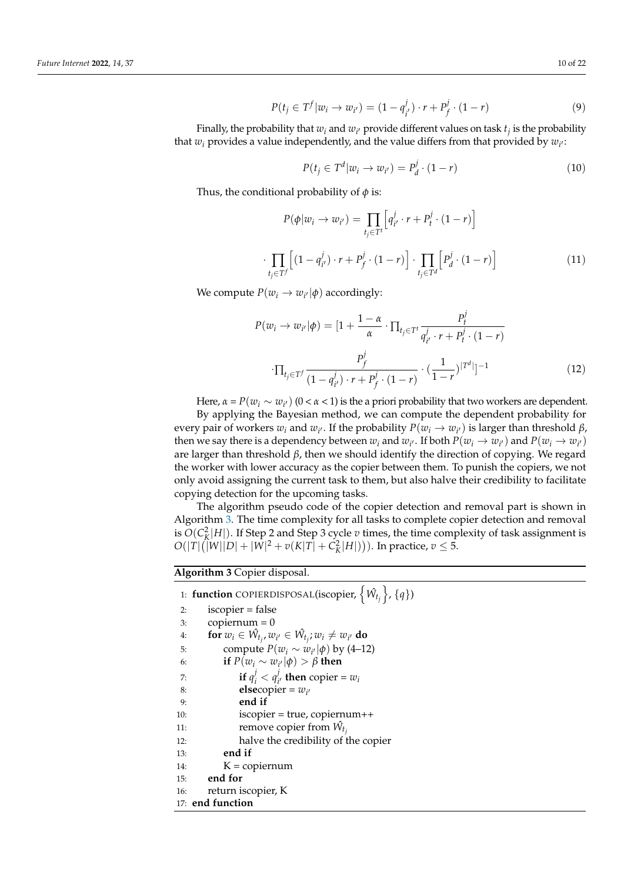$$P(t_j \in T^f | w_i \to w_{i'}) = (1 - q_{i'}^j) \cdot r + P_f^j \cdot (1 - r) \tag{9}$$

Finally, the probability that $w_i$ and $w_{i'}$ provide different values on task $t_j$ is the probability that $w_i$ provides a value independently, and the value differs from that provided by $w_{i'}$:

$$P(t_j \in T^d | w_i \to w_{i'}) = P_d^j \cdot (1 - r) \tag{10}$$

Thus, the conditional probability of $\phi$ is:

$$P(\phi | w_i \to w_{i'}) = \prod_{t_j \in T^t} \Big[ q_{i'}^j \cdot r + P_t^j \cdot (1 - r) \Big]$$

$$\cdot \prod_{t_j \in T^f} \Big[ (1 - q_{i'}^j) \cdot r + P_f^j \cdot (1 - r) \Big] \cdot \prod_{t_j \in T^d} \Big[ P_d^j \cdot (1 - r) \Big] \tag{11}$$

We compute $P(w_i \to w_{i'} | \phi)$ accordingly:

$$P(w_i \to w_{i'} | \phi) = [1 + \frac{1 - \alpha}{\alpha} \cdot \prod_{t_j \in T^t} \frac{P_t^j}{q_{i'}^j \cdot r + P_t^j \cdot (1 - r)}$$

$$\cdot \prod_{t_j \in T^f} \frac{P_f^j}{(1 - q_{i'}^j) \cdot r + P_f^j \cdot (1 - r)} \cdot (\frac{1}{1 - r})^{|T^d|}]^{-1} \tag{12}$$

Here, $\alpha = P(w_i \sim w_{i'})$ $(0 < \alpha < 1)$ is the a priori probability that two workers are dependent.

By applying the Bayesian method, we can compute the dependent probability for every pair of workers $w_i$ and $w_{i'}$. If the probability $P(w_i \to w_{i'})$ is larger than threshold $\beta$, then we say there is a dependency between $w_i$ and $w_{i'}$. If both $P(w_i \to w_{i'})$ and $P(w_i \to w_{i'})$ are larger than threshold $\beta$, then we should identify the direction of copying. We regard the worker with lower accuracy as the copier between them. To punish the copiers, we not only avoid assigning the current task to them, but also halve their credibility to facilitate copying detection for the upcoming tasks.

The algorithm pseudo code of the copier detection and removal part is shown in Algorithm 3. The time complexity for all tasks to complete copier detection and removal is $O(C_K^2|H|)$. If Step 2 and Step 3 cycle $v$ times, the time complexity of task assignment is $O(|T|(|W||D| + |W|^2 + v(K|T| + C_K^2|H|)))$. In practice, $v \leq 5$.

**Algorithm 3** Copier disposal.

```
1:  function COPIERDISPOSAL(iscopier, {Ŵ_{t_j}}, {q})
2:      iscopier = false
3:      copiernum = 0
4:      for w_i ∈ Ŵ_{t_j}, w_{i'} ∈ Ŵ_{t_j}; w_i ≠ w_{i'} do
5:          compute P(w_i ~ w_{i'} | φ) by (4–12)
6:          if P(w_i ~ w_{i'} | φ) > β then
7:              if q_i^j < q_{i'}^j then copier = w_i
8:              elsecopier = w_{i'}
9:              end if
10:             iscopier = true, copiernum++
11:             remove copier from Ŵ_{t_j}
12:             halve the credibility of the copier
13:         end if
14:         K = copiernum
15:     end for
16:     return iscopier, K
17: end function
```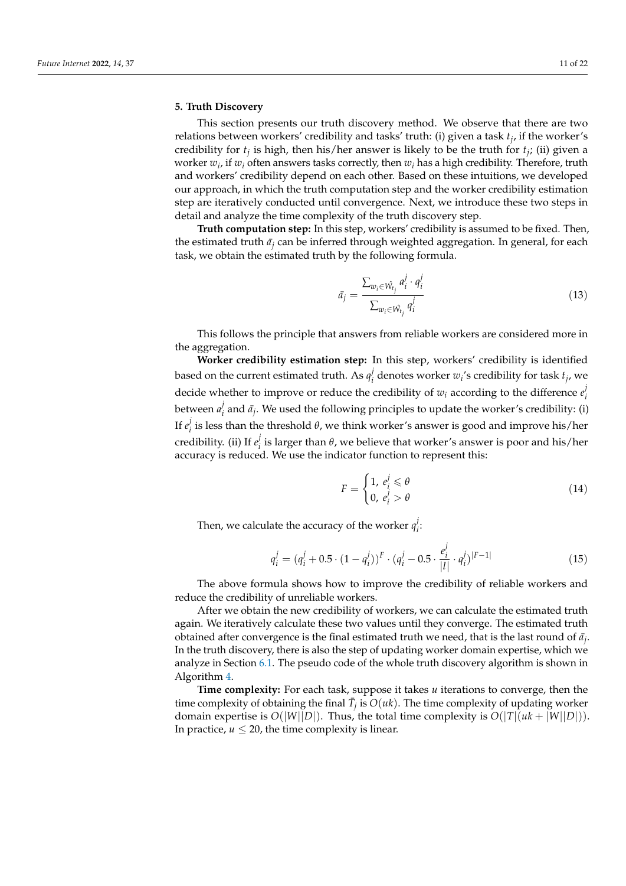## 5. Truth Discovery

This section presents our truth discovery method. We observe that there are two relations between workers' credibility and tasks' truth: (i) given a task $t_j$, if the worker's credibility for $t_j$ is high, then his/her answer is likely to be the truth for $t_j$; (ii) given a worker $w_i$, if $w_i$ often answers tasks correctly, then $w_i$ has a high credibility. Therefore, truth and workers' credibility depend on each other. Based on these intuitions, we developed our approach, in which the truth computation step and the worker credibility estimation step are iteratively conducted until convergence. Next, we introduce these two steps in detail and analyze the time complexity of the truth discovery step.

**Truth computation step:** In this step, workers' credibility is assumed to be fixed. Then, the estimated truth $\bar{a}_j$ can be inferred through weighted aggregation. In general, for each task, we obtain the estimated truth by the following formula.

$$\bar{a}_j = \frac{\sum_{w_i \in \hat{W}_{t_j}} a_i^j \cdot q_i^j}{\sum_{w_i \in \hat{W}_{t_j}} q_i^j} \tag{13}$$

This follows the principle that answers from reliable workers are considered more in the aggregation.

**Worker credibility estimation step:** In this step, workers' credibility is identified based on the current estimated truth. As $q_i^j$ denotes worker $w_i$'s credibility for task $t_j$, we decide whether to improve or reduce the credibility of $w_i$ according to the difference $e_i^j$ between $a_i^j$ and $\bar{a}_j$. We used the following principles to update the worker's credibility: (i) If $e_i^j$ is less than the threshold $\theta$, we think worker's answer is good and improve his/her credibility. (ii) If $e_i^j$ is larger than $\theta$, we believe that worker's answer is poor and his/her accuracy is reduced. We use the indicator function to represent this:

$$F = \begin{cases} 1, \ e_i^j \leqslant \theta \\ 0, \ e_i^j > \theta \end{cases} \tag{14}$$

Then, we calculate the accuracy of the worker $q_i^j$:

$$q_i^j = (q_i^j + 0.5 \cdot (1 - q_i^j))^F \cdot (q_i^j - 0.5 \cdot \frac{e_i^j}{|l|} \cdot q_i^j)^{|F-1|} \tag{15}$$

The above formula shows how to improve the credibility of reliable workers and reduce the credibility of unreliable workers.

After we obtain the new credibility of workers, we can calculate the estimated truth again. We iteratively calculate these two values until they converge. The estimated truth obtained after convergence is the final estimated truth we need, that is the last round of $\bar{a}_j$. In the truth discovery, there is also the step of updating worker domain expertise, which we analyze in Section 6.1. The pseudo code of the whole truth discovery algorithm is shown in Algorithm 4.

**Time complexity:** For each task, suppose it takes $u$ iterations to converge, then the time complexity of obtaining the final $\bar{T}_j$ is $O(uk)$. The time complexity of updating worker domain expertise is $O(|W||D|)$. Thus, the total time complexity is $O(|T|(uk + |W||D|))$. In practice, $u \leq 20$, the time complexity is linear.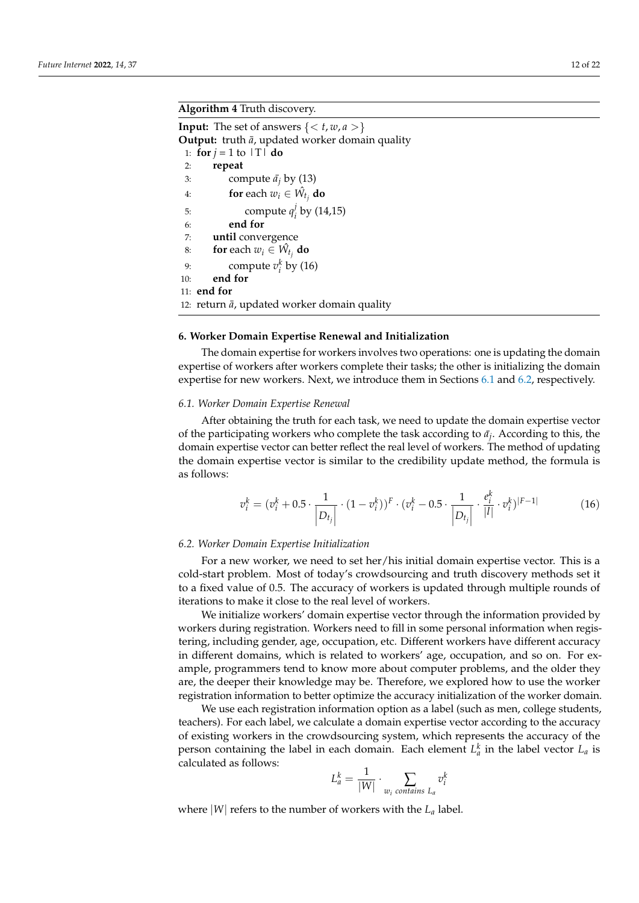**Algorithm 4** Truth discovery.

**Input:** The set of answers $\{< t, w, a >\}$
**Output:** truth $\bar{a}$, updated worker domain quality

1: **for** $j$ = 1 to |T| **do**
2: &nbsp;&nbsp;&nbsp;&nbsp;**repeat**
3: &nbsp;&nbsp;&nbsp;&nbsp;&nbsp;&nbsp;&nbsp;&nbsp;compute $\bar{a}_j$ by (13)
4: &nbsp;&nbsp;&nbsp;&nbsp;&nbsp;&nbsp;&nbsp;&nbsp;**for** each $w_i \in \hat{W}_{t_j}$ **do**
5: &nbsp;&nbsp;&nbsp;&nbsp;&nbsp;&nbsp;&nbsp;&nbsp;&nbsp;&nbsp;&nbsp;&nbsp;compute $q_i^j$ by (14,15)
6: &nbsp;&nbsp;&nbsp;&nbsp;&nbsp;&nbsp;&nbsp;&nbsp;**end for**
7: &nbsp;&nbsp;&nbsp;&nbsp;**until** convergence
8: &nbsp;&nbsp;&nbsp;&nbsp;**for** each $w_i \in \hat{W}_{t_j}$ **do**
9: &nbsp;&nbsp;&nbsp;&nbsp;&nbsp;&nbsp;&nbsp;&nbsp;compute $v_i^k$ by (16)
10: &nbsp;&nbsp;&nbsp;**end for**
11: **end for**
12: return $\bar{a}$, updated worker domain quality

## 6. Worker Domain Expertise Renewal and Initialization

The domain expertise for workers involves two operations: one is updating the domain expertise of workers after workers complete their tasks; the other is initializing the domain expertise for new workers. Next, we introduce them in Sections 6.1 and 6.2, respectively.

### *6.1. Worker Domain Expertise Renewal*

After obtaining the truth for each task, we need to update the domain expertise vector of the participating workers who complete the task according to $\bar{a}_j$. According to this, the domain expertise vector can better reflect the real level of workers. The method of updating the domain expertise vector is similar to the credibility update method, the formula is as follows:

$$v_i^k = (v_i^k + 0.5 \cdot \frac{1}{\left|D_{t_j}\right|} \cdot (1 - v_i^k))^F \cdot (v_i^k - 0.5 \cdot \frac{1}{\left|D_{t_j}\right|} \cdot \frac{e_i^k}{|l|} \cdot v_i^k)^{|F-1|} \tag{16}$$

### *6.2. Worker Domain Expertise Initialization*

For a new worker, we need to set her/his initial domain expertise vector. This is a cold-start problem. Most of today's crowdsourcing and truth discovery methods set it to a fixed value of 0.5. The accuracy of workers is updated through multiple rounds of iterations to make it close to the real level of workers.

We initialize workers' domain expertise vector through the information provided by workers during registration. Workers need to fill in some personal information when registering, including gender, age, occupation, etc. Different workers have different accuracy in different domains, which is related to workers' age, occupation, and so on. For example, programmers tend to know more about computer problems, and the older they are, the deeper their knowledge may be. Therefore, we explored how to use the worker registration information to better optimize the accuracy initialization of the worker domain.

We use each registration information option as a label (such as men, college students, teachers). For each label, we calculate a domain expertise vector according to the accuracy of existing workers in the crowdsourcing system, which represents the accuracy of the person containing the label in each domain. Each element $L_a^k$ in the label vector $L_a$ is calculated as follows:

$$L_a^k = \frac{1}{|W|} \cdot \sum_{w_i \ contains \ L_a} v_i^k$$

where $|W|$ refers to the number of workers with the $L_a$ label.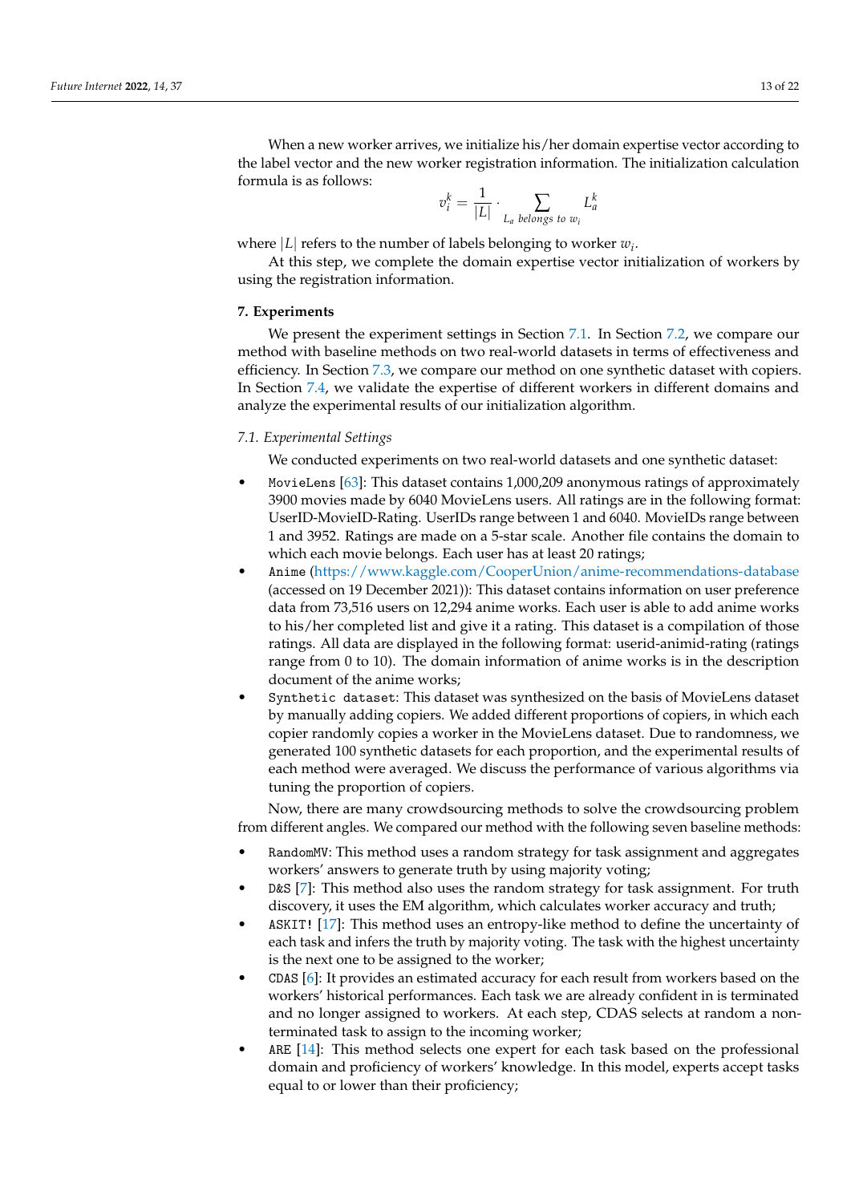When a new worker arrives, we initialize his/her domain expertise vector according to the label vector and the new worker registration information. The initialization calculation formula is as follows:

$$v_i^k = \frac{1}{|L|} \cdot \sum_{L_a \text{ belongs to } w_i} L_a^k$$

where $|L|$ refers to the number of labels belonging to worker $w_i$.

At this step, we complete the domain expertise vector initialization of workers by using the registration information.

## 7. Experiments

We present the experiment settings in Section 7.1. In Section 7.2, we compare our method with baseline methods on two real-world datasets in terms of effectiveness and efficiency. In Section 7.3, we compare our method on one synthetic dataset with copiers. In Section 7.4, we validate the expertise of different workers in different domains and analyze the experimental results of our initialization algorithm.

### *7.1. Experimental Settings*

We conducted experiments on two real-world datasets and one synthetic dataset:

- `MovieLens` [63]: This dataset contains 1,000,209 anonymous ratings of approximately 3900 movies made by 6040 MovieLens users. All ratings are in the following format: UserID-MovieID-Rating. UserIDs range between 1 and 6040. MovieIDs range between 1 and 3952. Ratings are made on a 5-star scale. Another file contains the domain to which each movie belongs. Each user has at least 20 ratings;
- `Anime` (https://www.kaggle.com/CooperUnion/anime-recommendations-database (accessed on 19 December 2021)): This dataset contains information on user preference data from 73,516 users on 12,294 anime works. Each user is able to add anime works to his/her completed list and give it a rating. This dataset is a compilation of those ratings. All data are displayed in the following format: userid-animid-rating (ratings range from 0 to 10). The domain information of anime works is in the description document of the anime works;
- `Synthetic dataset`: This dataset was synthesized on the basis of MovieLens dataset by manually adding copiers. We added different proportions of copiers, in which each copier randomly copies a worker in the MovieLens dataset. Due to randomness, we generated 100 synthetic datasets for each proportion, and the experimental results of each method were averaged. We discuss the performance of various algorithms via tuning the proportion of copiers.

Now, there are many crowdsourcing methods to solve the crowdsourcing problem from different angles. We compared our method with the following seven baseline methods:

- `RandomMV`: This method uses a random strategy for task assignment and aggregates workers' answers to generate truth by using majority voting;
- `D&S` [7]: This method also uses the random strategy for task assignment. For truth discovery, it uses the EM algorithm, which calculates worker accuracy and truth;
- `ASKIT!` [17]: This method uses an entropy-like method to define the uncertainty of each task and infers the truth by majority voting. The task with the highest uncertainty is the next one to be assigned to the worker;
- `CDAS` [6]: It provides an estimated accuracy for each result from workers based on the workers' historical performances. Each task we are already confident in is terminated and no longer assigned to workers. At each step, CDAS selects at random a non-terminated task to assign to the incoming worker;
- `ARE` [14]: This method selects one expert for each task based on the professional domain and proficiency of workers' knowledge. In this model, experts accept tasks equal to or lower than their proficiency;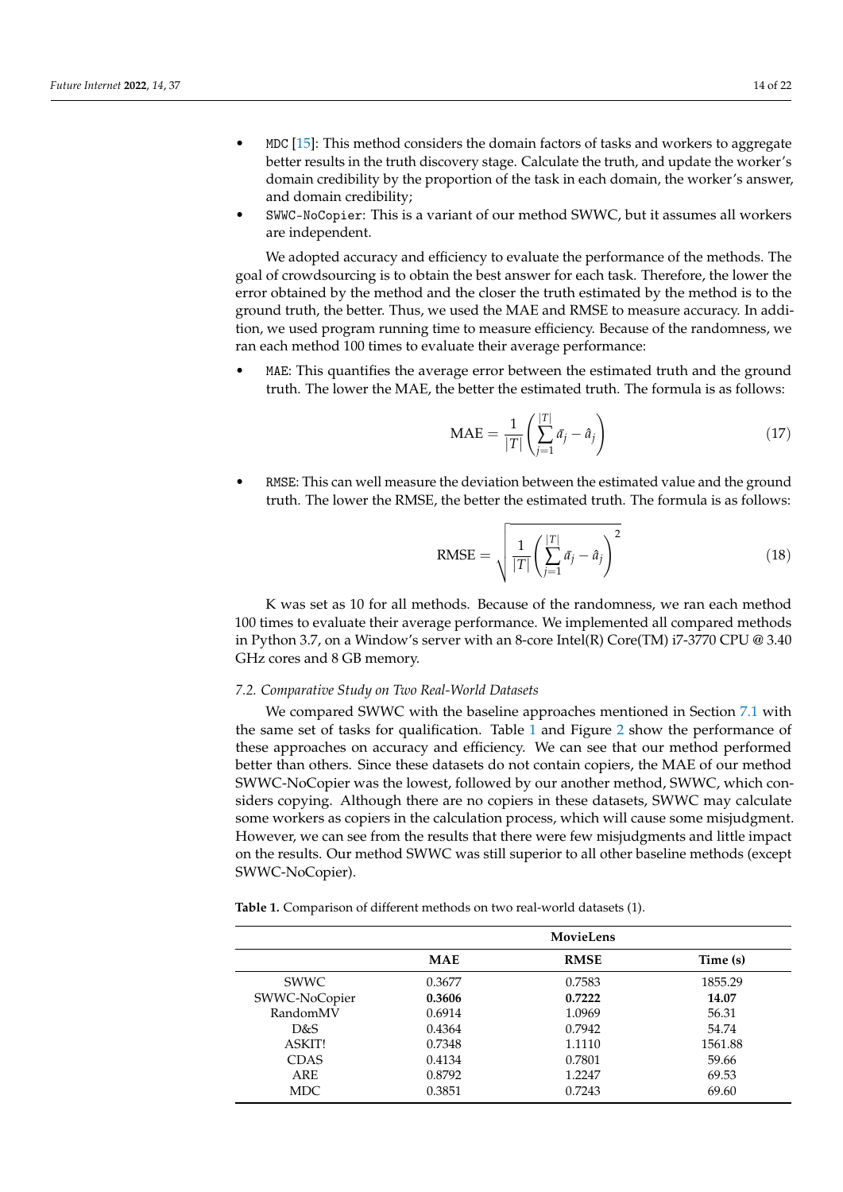- MDC [15]: This method considers the domain factors of tasks and workers to aggregate better results in the truth discovery stage. Calculate the truth, and update the worker's domain credibility by the proportion of the task in each domain, the worker's answer, and domain credibility;
- SWWC-NoCopier: This is a variant of our method SWWC, but it assumes all workers are independent.

We adopted accuracy and efficiency to evaluate the performance of the methods. The goal of crowdsourcing is to obtain the best answer for each task. Therefore, the lower the error obtained by the method and the closer the truth estimated by the method is to the ground truth, the better. Thus, we used the MAE and RMSE to measure accuracy. In addition, we used program running time to measure efficiency. Because of the randomness, we ran each method 100 times to evaluate their average performance:

- MAE: This quantifies the average error between the estimated truth and the ground truth. The lower the MAE, the better the estimated truth. The formula is as follows:

$$\text{MAE} = \frac{1}{|T|}\left(\sum_{j=1}^{|T|} \bar{a}_j - \hat{a}_j\right) \tag{17}$$

- RMSE: This can well measure the deviation between the estimated value and the ground truth. The lower the RMSE, the better the estimated truth. The formula is as follows:

$$\text{RMSE} = \sqrt{\frac{1}{|T|}\left(\sum_{j=1}^{|T|} \bar{a}_j - \hat{a}_j\right)^2} \tag{18}$$

K was set as 10 for all methods. Because of the randomness, we ran each method 100 times to evaluate their average performance. We implemented all compared methods in Python 3.7, on a Window's server with an 8-core Intel(R) Core(TM) i7-3770 CPU @ 3.40 GHz cores and 8 GB memory.

### 7.2. Comparative Study on Two Real-World Datasets

We compared SWWC with the baseline approaches mentioned in Section 7.1 with the same set of tasks for qualification. Table 1 and Figure 2 show the performance of these approaches on accuracy and efficiency. We can see that our method performed better than others. Since these datasets do not contain copiers, the MAE of our method SWWC-NoCopier was the lowest, followed by our another method, SWWC, which considers copying. Although there are no copiers in these datasets, SWWC may calculate some workers as copiers in the calculation process, which will cause some misjudgment. However, we can see from the results that there were few misjudgments and little impact on the results. Our method SWWC was still superior to all other baseline methods (except SWWC-NoCopier).

**Table 1.** Comparison of different methods on two real-world datasets (1).

| | MovieLens | | |
|---|---|---|---|
| | **MAE** | **RMSE** | **Time (s)** |
| SWWC | 0.3677 | 0.7583 | 1855.29 |
| SWWC-NoCopier | **0.3606** | **0.7222** | **14.07** |
| RandomMV | 0.6914 | 1.0969 | 56.31 |
| D&S | 0.4364 | 0.7942 | 54.74 |
| ASKIT! | 0.7348 | 1.1110 | 1561.88 |
| CDAS | 0.4134 | 0.7801 | 59.66 |
| ARE | 0.8792 | 1.2247 | 69.53 |
| MDC | 0.3851 | 0.7243 | 69.60 |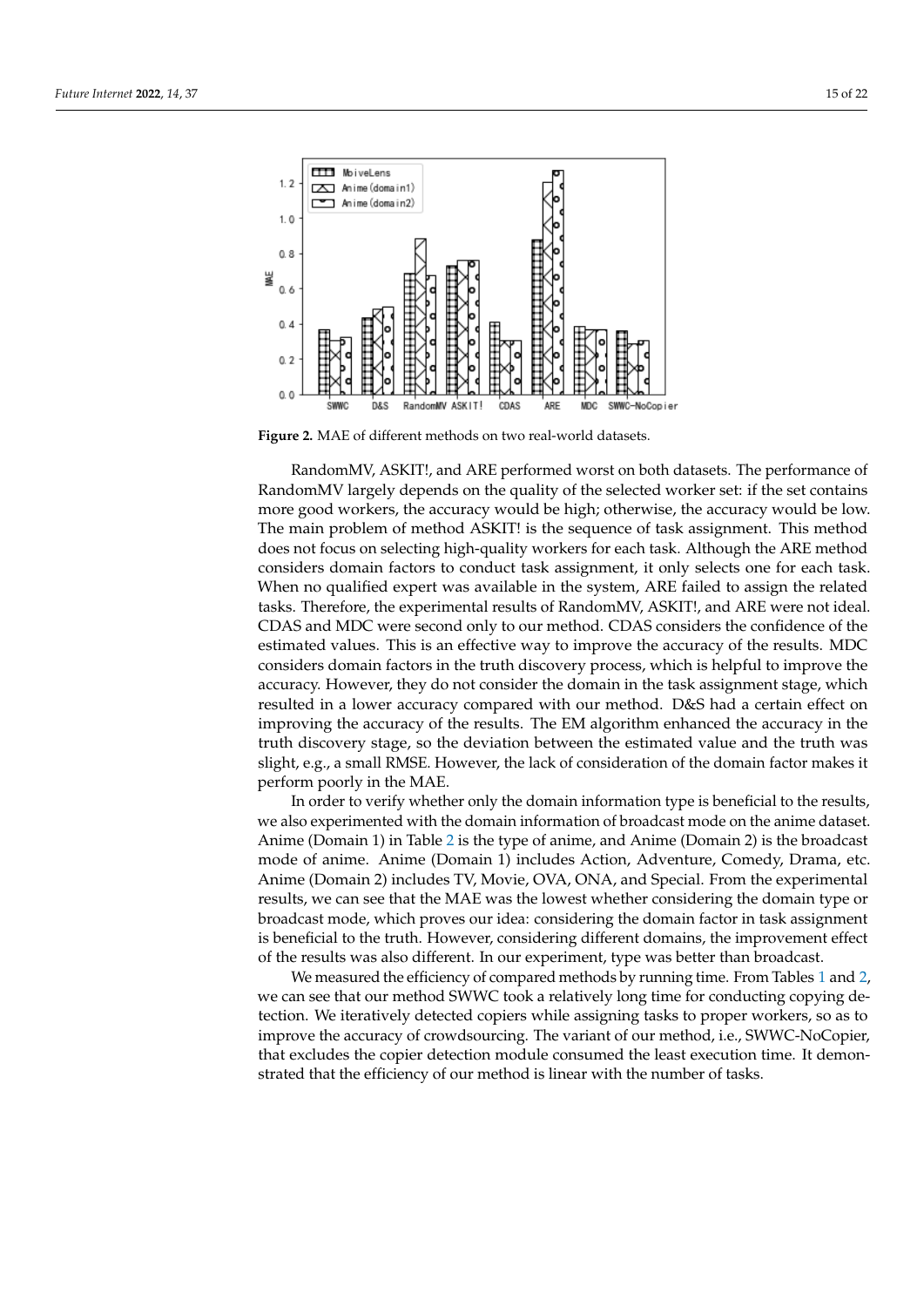**Figure 2.** MAE of different methods on two real-world datasets.

RandomMV, ASKIT!, and ARE performed worst on both datasets. The performance of RandomMV largely depends on the quality of the selected worker set: if the set contains more good workers, the accuracy would be high; otherwise, the accuracy would be low. The main problem of method ASKIT! is the sequence of task assignment. This method does not focus on selecting high-quality workers for each task. Although the ARE method considers domain factors to conduct task assignment, it only selects one for each task. When no qualified expert was available in the system, ARE failed to assign the related tasks. Therefore, the experimental results of RandomMV, ASKIT!, and ARE were not ideal. CDAS and MDC were second only to our method. CDAS considers the confidence of the estimated values. This is an effective way to improve the accuracy of the results. MDC considers domain factors in the truth discovery process, which is helpful to improve the accuracy. However, they do not consider the domain in the task assignment stage, which resulted in a lower accuracy compared with our method. D&S had a certain effect on improving the accuracy of the results. The EM algorithm enhanced the accuracy in the truth discovery stage, so the deviation between the estimated value and the truth was slight, e.g., a small RMSE. However, the lack of consideration of the domain factor makes it perform poorly in the MAE.

In order to verify whether only the domain information type is beneficial to the results, we also experimented with the domain information of broadcast mode on the anime dataset. Anime (Domain 1) in Table 2 is the type of anime, and Anime (Domain 2) is the broadcast mode of anime. Anime (Domain 1) includes Action, Adventure, Comedy, Drama, etc. Anime (Domain 2) includes TV, Movie, OVA, ONA, and Special. From the experimental results, we can see that the MAE was the lowest whether considering the domain type or broadcast mode, which proves our idea: considering the domain factor in task assignment is beneficial to the truth. However, considering different domains, the improvement effect of the results was also different. In our experiment, type was better than broadcast.

We measured the efficiency of compared methods by running time. From Tables 1 and 2, we can see that our method SWWC took a relatively long time for conducting copying detection. We iteratively detected copiers while assigning tasks to proper workers, so as to improve the accuracy of crowdsourcing. The variant of our method, i.e., SWWC-NoCopier, that excludes the copier detection module consumed the least execution time. It demonstrated that the efficiency of our method is linear with the number of tasks.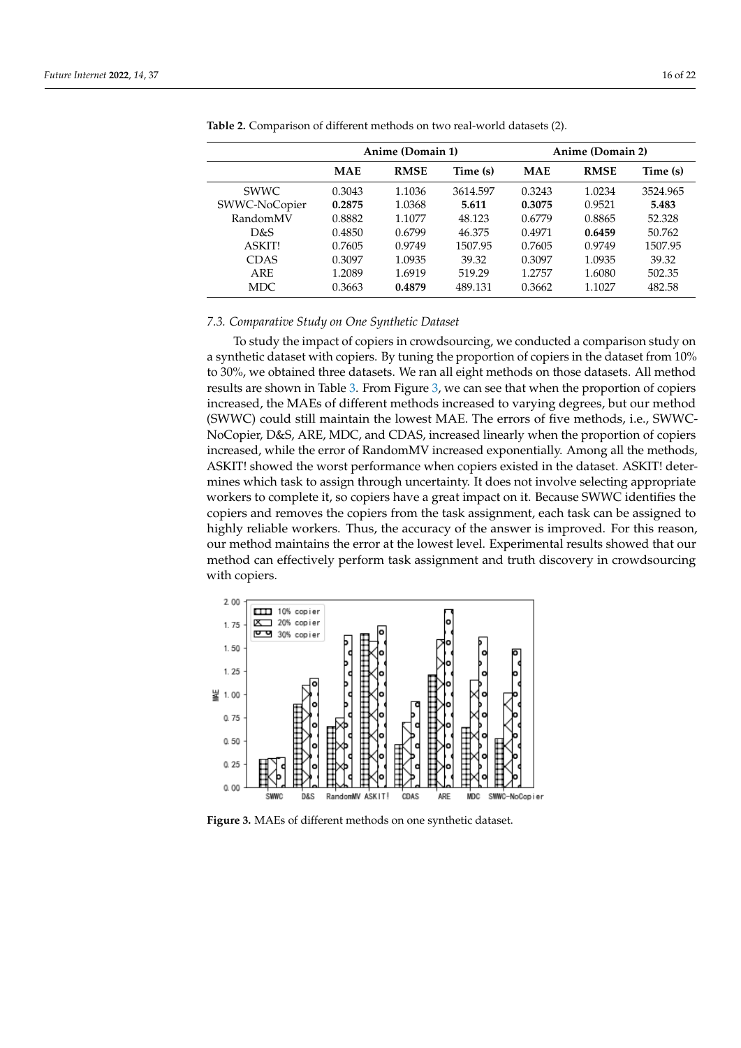**Table 2.** Comparison of different methods on two real-world datasets (2).

| | Anime (Domain 1) | | | Anime (Domain 2) | | |
|---|---|---|---|---|---|---|
| | **MAE** | **RMSE** | **Time (s)** | **MAE** | **RMSE** | **Time (s)** |
| SWWC | 0.3043 | 1.1036 | 3614.597 | 0.3243 | 1.0234 | 3524.965 |
| SWWC-NoCopier | **0.2875** | 1.0368 | **5.611** | **0.3075** | 0.9521 | **5.483** |
| RandomMV | 0.8882 | 1.1077 | 48.123 | 0.6779 | 0.8865 | 52.328 |
| D&S | 0.4850 | 0.6799 | 46.375 | 0.4971 | **0.6459** | 50.762 |
| ASKIT! | 0.7605 | 0.9749 | 1507.95 | 0.7605 | 0.9749 | 1507.95 |
| CDAS | 0.3097 | 1.0935 | 39.32 | 0.3097 | 1.0935 | 39.32 |
| ARE | 1.2089 | 1.6919 | 519.29 | 1.2757 | 1.6080 | 502.35 |
| MDC | 0.3663 | **0.4879** | 489.131 | 0.3662 | 1.1027 | 482.58 |

### 7.3. Comparative Study on One Synthetic Dataset

To study the impact of copiers in crowdsourcing, we conducted a comparison study on a synthetic dataset with copiers. By tuning the proportion of copiers in the dataset from 10% to 30%, we obtained three datasets. We ran all eight methods on those datasets. All method results are shown in Table 3. From Figure 3, we can see that when the proportion of copiers increased, the MAEs of different methods increased to varying degrees, but our method (SWWC) could still maintain the lowest MAE. The errors of five methods, i.e., SWWC-NoCopier, D&S, ARE, MDC, and CDAS, increased linearly when the proportion of copiers increased, while the error of RandomMV increased exponentially. Among all the methods, ASKIT! showed the worst performance when copiers existed in the dataset. ASKIT! determines which task to assign through uncertainty. It does not involve selecting appropriate workers to complete it, so copiers have a great impact on it. Because SWWC identifies the copiers and removes the copiers from the task assignment, each task can be assigned to highly reliable workers. Thus, the accuracy of the answer is improved. For this reason, our method maintains the error at the lowest level. Experimental results showed that our method can effectively perform task assignment and truth discovery in crowdsourcing with copiers.

**Figure 3.** MAEs of different methods on one synthetic dataset.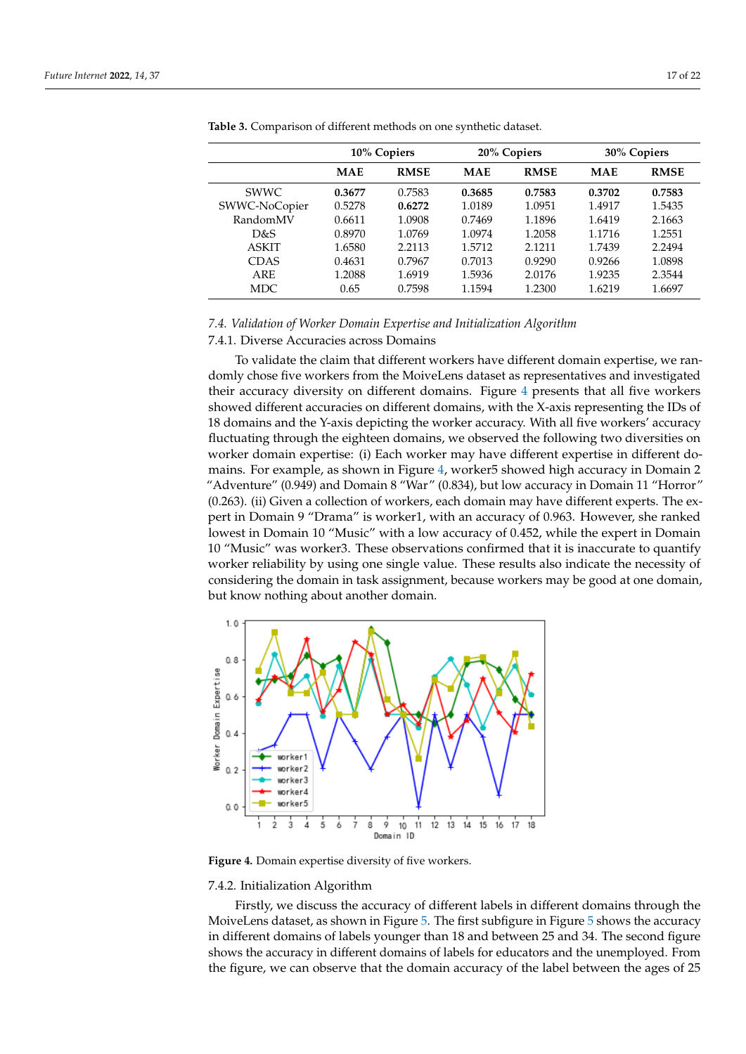**Table 3.** Comparison of different methods on one synthetic dataset.

| | 10% Copiers | | 20% Copiers | | 30% Copiers | |
|---|---|---|---|---|---|---|
| | **MAE** | **RMSE** | **MAE** | **RMSE** | **MAE** | **RMSE** |
| SWWC | **0.3677** | 0.7583 | **0.3685** | **0.7583** | **0.3702** | **0.7583** |
| SWWC-NoCopier | 0.5278 | **0.6272** | 1.0189 | 1.0951 | 1.4917 | 1.5435 |
| RandomMV | 0.6611 | 1.0908 | 0.7469 | 1.1896 | 1.6419 | 2.1663 |
| D&S | 0.8970 | 1.0769 | 1.0974 | 1.2058 | 1.1716 | 1.2551 |
| ASKIT | 1.6580 | 2.2113 | 1.5712 | 2.1211 | 1.7439 | 2.2494 |
| CDAS | 0.4631 | 0.7967 | 0.7013 | 0.9290 | 0.9266 | 1.0898 |
| ARE | 1.2088 | 1.6919 | 1.5936 | 2.0176 | 1.9235 | 2.3544 |
| MDC | 0.65 | 0.7598 | 1.1594 | 1.2300 | 1.6219 | 1.6697 |

### *7.4. Validation of Worker Domain Expertise and Initialization Algorithm*

#### 7.4.1. Diverse Accuracies across Domains

To validate the claim that different workers have different domain expertise, we randomly chose five workers from the MoiveLens dataset as representatives and investigated their accuracy diversity on different domains. Figure 4 presents that all five workers showed different accuracies on different domains, with the X-axis representing the IDs of 18 domains and the Y-axis depicting the worker accuracy. With all five workers' accuracy fluctuating through the eighteen domains, we observed the following two diversities on worker domain expertise: (i) Each worker may have different expertise in different domains. For example, as shown in Figure 4, worker5 showed high accuracy in Domain 2 "Adventure" (0.949) and Domain 8 "War" (0.834), but low accuracy in Domain 11 "Horror" (0.263). (ii) Given a collection of workers, each domain may have different experts. The expert in Domain 9 "Drama" is worker1, with an accuracy of 0.963. However, she ranked lowest in Domain 10 "Music" with a low accuracy of 0.452, while the expert in Domain 10 "Music" was worker3. These observations confirmed that it is inaccurate to quantify worker reliability by using one single value. These results also indicate the necessity of considering the domain in task assignment, because workers may be good at one domain, but know nothing about another domain.

**Figure 4.** Domain expertise diversity of five workers.

#### 7.4.2. Initialization Algorithm

Firstly, we discuss the accuracy of different labels in different domains through the MoiveLens dataset, as shown in Figure 5. The first subfigure in Figure 5 shows the accuracy in different domains of labels younger than 18 and between 25 and 34. The second figure shows the accuracy in different domains of labels for educators and the unemployed. From the figure, we can observe that the domain accuracy of the label between the ages of 25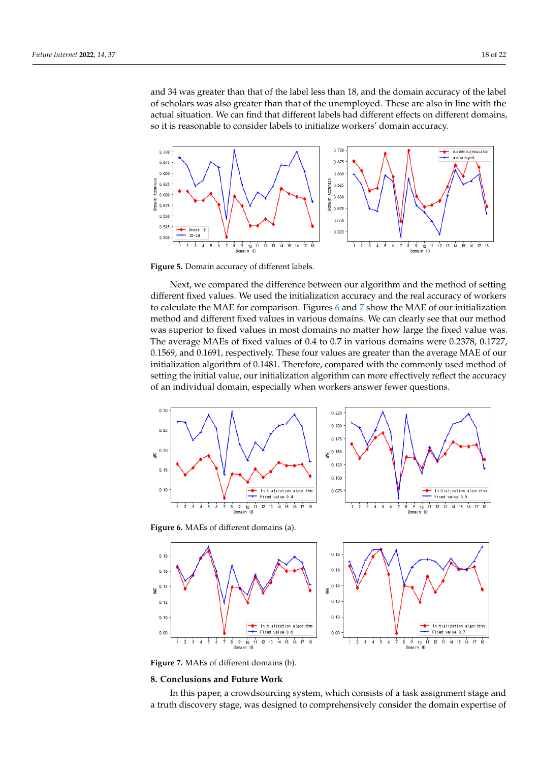and 34 was greater than that of the label less than 18, and the domain accuracy of the label of scholars was also greater than that of the unemployed. These are also in line with the actual situation. We can find that different labels had different effects on different domains, so it is reasonable to consider labels to initialize workers' domain accuracy.

**Figure 5.** Domain accuracy of different labels.

Next, we compared the difference between our algorithm and the method of setting different fixed values. We used the initialization accuracy and the real accuracy of workers to calculate the MAE for comparison. Figures 6 and 7 show the MAE of our initialization method and different fixed values in various domains. We can clearly see that our method was superior to fixed values in most domains no matter how large the fixed value was. The average MAEs of fixed values of 0.4 to 0.7 in various domains were 0.2378, 0.1727, 0.1569, and 0.1691, respectively. These four values are greater than the average MAE of our initialization algorithm of 0.1481. Therefore, compared with the commonly used method of setting the initial value, our initialization algorithm can more effectively reflect the accuracy of an individual domain, especially when workers answer fewer questions.

**Figure 6.** MAEs of different domains (a).

**Figure 7.** MAEs of different domains (b).

## 8. Conclusions and Future Work

In this paper, a crowdsourcing system, which consists of a task assignment stage and a truth discovery stage, was designed to comprehensively consider the domain expertise of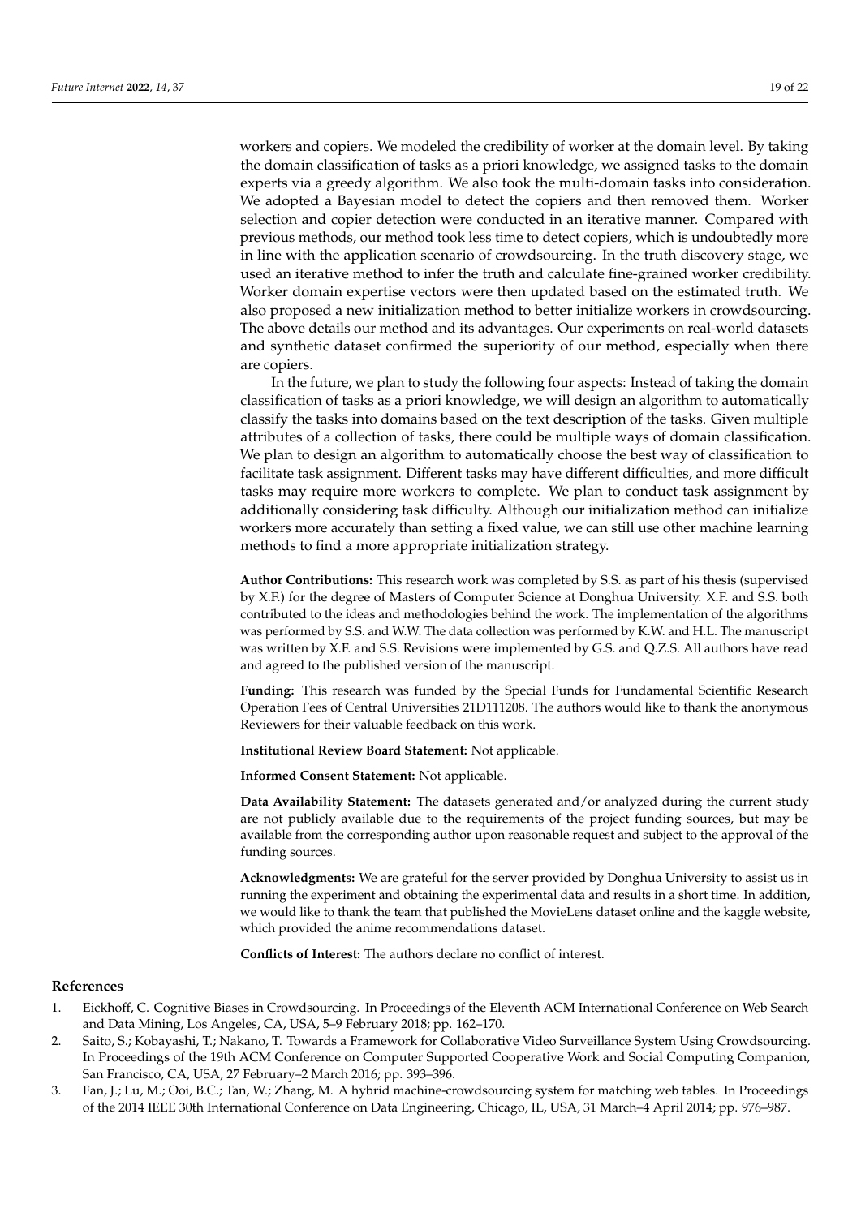workers and copiers. We modeled the credibility of worker at the domain level. By taking the domain classification of tasks as a priori knowledge, we assigned tasks to the domain experts via a greedy algorithm. We also took the multi-domain tasks into consideration. We adopted a Bayesian model to detect the copiers and then removed them. Worker selection and copier detection were conducted in an iterative manner. Compared with previous methods, our method took less time to detect copiers, which is undoubtedly more in line with the application scenario of crowdsourcing. In the truth discovery stage, we used an iterative method to infer the truth and calculate fine-grained worker credibility. Worker domain expertise vectors were then updated based on the estimated truth. We also proposed a new initialization method to better initialize workers in crowdsourcing. The above details our method and its advantages. Our experiments on real-world datasets and synthetic dataset confirmed the superiority of our method, especially when there are copiers.

In the future, we plan to study the following four aspects: Instead of taking the domain classification of tasks as a priori knowledge, we will design an algorithm to automatically classify the tasks into domains based on the text description of the tasks. Given multiple attributes of a collection of tasks, there could be multiple ways of domain classification. We plan to design an algorithm to automatically choose the best way of classification to facilitate task assignment. Different tasks may have different difficulties, and more difficult tasks may require more workers to complete. We plan to conduct task assignment by additionally considering task difficulty. Although our initialization method can initialize workers more accurately than setting a fixed value, we can still use other machine learning methods to find a more appropriate initialization strategy.

**Author Contributions:** This research work was completed by S.S. as part of his thesis (supervised by X.F.) for the degree of Masters of Computer Science at Donghua University. X.F. and S.S. both contributed to the ideas and methodologies behind the work. The implementation of the algorithms was performed by S.S. and W.W. The data collection was performed by K.W. and H.L. The manuscript was written by X.F. and S.S. Revisions were implemented by G.S. and Q.Z.S. All authors have read and agreed to the published version of the manuscript.

**Funding:** This research was funded by the Special Funds for Fundamental Scientific Research Operation Fees of Central Universities 21D111208. The authors would like to thank the anonymous Reviewers for their valuable feedback on this work.

**Institutional Review Board Statement:** Not applicable.

**Informed Consent Statement:** Not applicable.

**Data Availability Statement:** The datasets generated and/or analyzed during the current study are not publicly available due to the requirements of the project funding sources, but may be available from the corresponding author upon reasonable request and subject to the approval of the funding sources.

**Acknowledgments:** We are grateful for the server provided by Donghua University to assist us in running the experiment and obtaining the experimental data and results in a short time. In addition, we would like to thank the team that published the MovieLens dataset online and the kaggle website, which provided the anime recommendations dataset.

**Conflicts of Interest:** The authors declare no conflict of interest.

## References

1. Eickhoff, C. Cognitive Biases in Crowdsourcing. In Proceedings of the Eleventh ACM International Conference on Web Search and Data Mining, Los Angeles, CA, USA, 5–9 February 2018; pp. 162–170.
2. Saito, S.; Kobayashi, T.; Nakano, T. Towards a Framework for Collaborative Video Surveillance System Using Crowdsourcing. In Proceedings of the 19th ACM Conference on Computer Supported Cooperative Work and Social Computing Companion, San Francisco, CA, USA, 27 February–2 March 2016; pp. 393–396.
3. Fan, J.; Lu, M.; Ooi, B.C.; Tan, W.; Zhang, M. A hybrid machine-crowdsourcing system for matching web tables. In Proceedings of the 2014 IEEE 30th International Conference on Data Engineering, Chicago, IL, USA, 31 March–4 April 2014; pp. 976–987.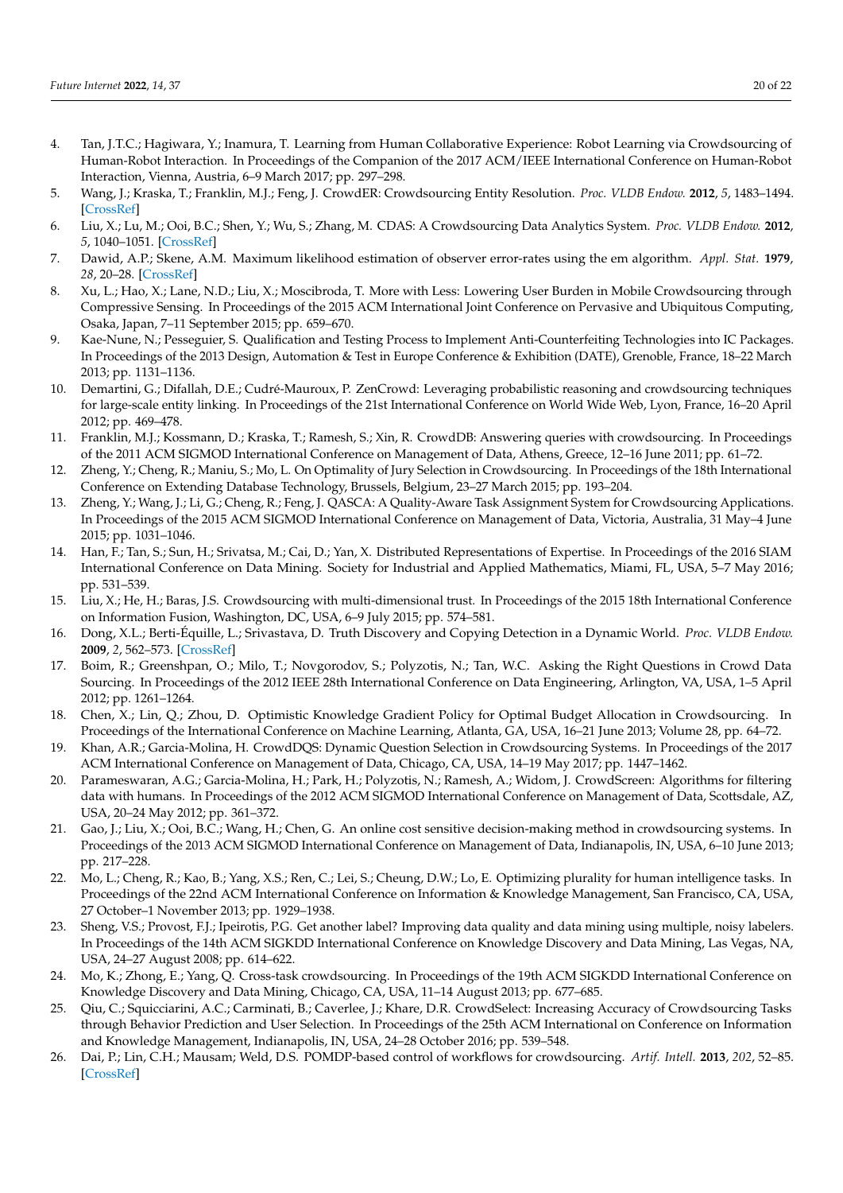4. Tan, J.T.C.; Hagiwara, Y.; Inamura, T. Learning from Human Collaborative Experience: Robot Learning via Crowdsourcing of Human-Robot Interaction. In Proceedings of the Companion of the 2017 ACM/IEEE International Conference on Human-Robot Interaction, Vienna, Austria, 6–9 March 2017; pp. 297–298.
5. Wang, J.; Kraska, T.; Franklin, M.J.; Feng, J. CrowdER: Crowdsourcing Entity Resolution. *Proc. VLDB Endow.* **2012**, *5*, 1483–1494. [CrossRef]
6. Liu, X.; Lu, M.; Ooi, B.C.; Shen, Y.; Wu, S.; Zhang, M. CDAS: A Crowdsourcing Data Analytics System. *Proc. VLDB Endow.* **2012**, *5*, 1040–1051. [CrossRef]
7. Dawid, A.P.; Skene, A.M. Maximum likelihood estimation of observer error-rates using the em algorithm. *Appl. Stat.* **1979**, *28*, 20–28. [CrossRef]
8. Xu, L.; Hao, X.; Lane, N.D.; Liu, X.; Moscibroda, T. More with Less: Lowering User Burden in Mobile Crowdsourcing through Compressive Sensing. In Proceedings of the 2015 ACM International Joint Conference on Pervasive and Ubiquitous Computing, Osaka, Japan, 7–11 September 2015; pp. 659–670.
9. Kae-Nune, N.; Pesseguier, S. Qualification and Testing Process to Implement Anti-Counterfeiting Technologies into IC Packages. In Proceedings of the 2013 Design, Automation & Test in Europe Conference & Exhibition (DATE), Grenoble, France, 18–22 March 2013; pp. 1131–1136.
10. Demartini, G.; Difallah, D.E.; Cudré-Mauroux, P. ZenCrowd: Leveraging probabilistic reasoning and crowdsourcing techniques for large-scale entity linking. In Proceedings of the 21st International Conference on World Wide Web, Lyon, France, 16–20 April 2012; pp. 469–478.
11. Franklin, M.J.; Kossmann, D.; Kraska, T.; Ramesh, S.; Xin, R. CrowdDB: Answering queries with crowdsourcing. In Proceedings of the 2011 ACM SIGMOD International Conference on Management of Data, Athens, Greece, 12–16 June 2011; pp. 61–72.
12. Zheng, Y.; Cheng, R.; Maniu, S.; Mo, L. On Optimality of Jury Selection in Crowdsourcing. In Proceedings of the 18th International Conference on Extending Database Technology, Brussels, Belgium, 23–27 March 2015; pp. 193–204.
13. Zheng, Y.; Wang, J.; Li, G.; Cheng, R.; Feng, J. QASCA: A Quality-Aware Task Assignment System for Crowdsourcing Applications. In Proceedings of the 2015 ACM SIGMOD International Conference on Management of Data, Victoria, Australia, 31 May–4 June 2015; pp. 1031–1046.
14. Han, F.; Tan, S.; Sun, H.; Srivatsa, M.; Cai, D.; Yan, X. Distributed Representations of Expertise. In Proceedings of the 2016 SIAM International Conference on Data Mining. Society for Industrial and Applied Mathematics, Miami, FL, USA, 5–7 May 2016; pp. 531–539.
15. Liu, X.; He, H.; Baras, J.S. Crowdsourcing with multi-dimensional trust. In Proceedings of the 2015 18th International Conference on Information Fusion, Washington, DC, USA, 6–9 July 2015; pp. 574–581.
16. Dong, X.L.; Berti-Équille, L.; Srivastava, D. Truth Discovery and Copying Detection in a Dynamic World. *Proc. VLDB Endow.* **2009**, *2*, 562–573. [CrossRef]
17. Boim, R.; Greenshpan, O.; Milo, T.; Novgorodov, S.; Polyzotis, N.; Tan, W.C. Asking the Right Questions in Crowd Data Sourcing. In Proceedings of the 2012 IEEE 28th International Conference on Data Engineering, Arlington, VA, USA, 1–5 April 2012; pp. 1261–1264.
18. Chen, X.; Lin, Q.; Zhou, D. Optimistic Knowledge Gradient Policy for Optimal Budget Allocation in Crowdsourcing. In Proceedings of the International Conference on Machine Learning, Atlanta, GA, USA, 16–21 June 2013; Volume 28, pp. 64–72.
19. Khan, A.R.; Garcia-Molina, H. CrowdDQS: Dynamic Question Selection in Crowdsourcing Systems. In Proceedings of the 2017 ACM International Conference on Management of Data, Chicago, CA, USA, 14–19 May 2017; pp. 1447–1462.
20. Parameswaran, A.G.; Garcia-Molina, H.; Park, H.; Polyzotis, N.; Ramesh, A.; Widom, J. CrowdScreen: Algorithms for filtering data with humans. In Proceedings of the 2012 ACM SIGMOD International Conference on Management of Data, Scottsdale, AZ, USA, 20–24 May 2012; pp. 361–372.
21. Gao, J.; Liu, X.; Ooi, B.C.; Wang, H.; Chen, G. An online cost sensitive decision-making method in crowdsourcing systems. In Proceedings of the 2013 ACM SIGMOD International Conference on Management of Data, Indianapolis, IN, USA, 6–10 June 2013; pp. 217–228.
22. Mo, L.; Cheng, R.; Kao, B.; Yang, X.S.; Ren, C.; Lei, S.; Cheung, D.W.; Lo, E. Optimizing plurality for human intelligence tasks. In Proceedings of the 22nd ACM International Conference on Information & Knowledge Management, San Francisco, CA, USA, 27 October–1 November 2013; pp. 1929–1938.
23. Sheng, V.S.; Provost, F.J.; Ipeirotis, P.G. Get another label? Improving data quality and data mining using multiple, noisy labelers. In Proceedings of the 14th ACM SIGKDD International Conference on Knowledge Discovery and Data Mining, Las Vegas, NA, USA, 24–27 August 2008; pp. 614–622.
24. Mo, K.; Zhong, E.; Yang, Q. Cross-task crowdsourcing. In Proceedings of the 19th ACM SIGKDD International Conference on Knowledge Discovery and Data Mining, Chicago, CA, USA, 11–14 August 2013; pp. 677–685.
25. Qiu, C.; Squicciarini, A.C.; Carminati, B.; Caverlee, J.; Khare, D.R. CrowdSelect: Increasing Accuracy of Crowdsourcing Tasks through Behavior Prediction and User Selection. In Proceedings of the 25th ACM International on Conference on Information and Knowledge Management, Indianapolis, IN, USA, 24–28 October 2016; pp. 539–548.
26. Dai, P.; Lin, C.H.; Mausam; Weld, D.S. POMDP-based control of workflows for crowdsourcing. *Artif. Intell.* **2013**, *202*, 52–85. [CrossRef]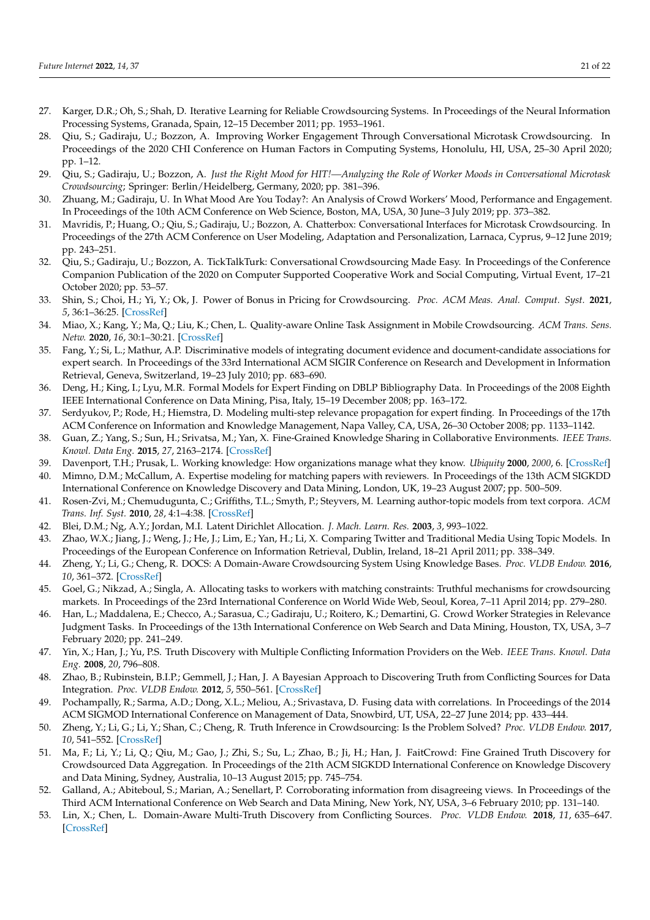27. Karger, D.R.; Oh, S.; Shah, D. Iterative Learning for Reliable Crowdsourcing Systems. In Proceedings of the Neural Information Processing Systems, Granada, Spain, 12–15 December 2011; pp. 1953–1961.
28. Qiu, S.; Gadiraju, U.; Bozzon, A. Improving Worker Engagement Through Conversational Microtask Crowdsourcing. In Proceedings of the 2020 CHI Conference on Human Factors in Computing Systems, Honolulu, HI, USA, 25–30 April 2020; pp. 1–12.
29. Qiu, S.; Gadiraju, U.; Bozzon, A. *Just the Right Mood for HIT!—Analyzing the Role of Worker Moods in Conversational Microtask Crowdsourcing*; Springer: Berlin/Heidelberg, Germany, 2020; pp. 381–396.
30. Zhuang, M.; Gadiraju, U. In What Mood Are You Today?: An Analysis of Crowd Workers' Mood, Performance and Engagement. In Proceedings of the 10th ACM Conference on Web Science, Boston, MA, USA, 30 June–3 July 2019; pp. 373–382.
31. Mavridis, P.; Huang, O.; Qiu, S.; Gadiraju, U.; Bozzon, A. Chatterbox: Conversational Interfaces for Microtask Crowdsourcing. In Proceedings of the 27th ACM Conference on User Modeling, Adaptation and Personalization, Larnaca, Cyprus, 9–12 June 2019; pp. 243–251.
32. Qiu, S.; Gadiraju, U.; Bozzon, A. TickTalkTurk: Conversational Crowdsourcing Made Easy. In Proceedings of the Conference Companion Publication of the 2020 on Computer Supported Cooperative Work and Social Computing, Virtual Event, 17–21 October 2020; pp. 53–57.
33. Shin, S.; Choi, H.; Yi, Y.; Ok, J. Power of Bonus in Pricing for Crowdsourcing. *Proc. ACM Meas. Anal. Comput. Syst.* **2021**, *5*, 36:1–36:25. [CrossRef]
34. Miao, X.; Kang, Y.; Ma, Q.; Liu, K.; Chen, L. Quality-aware Online Task Assignment in Mobile Crowdsourcing. *ACM Trans. Sens. Netw.* **2020**, *16*, 30:1–30:21. [CrossRef]
35. Fang, Y.; Si, L.; Mathur, A.P. Discriminative models of integrating document evidence and document-candidate associations for expert search. In Proceedings of the 33rd International ACM SIGIR Conference on Research and Development in Information Retrieval, Geneva, Switzerland, 19–23 July 2010; pp. 683–690.
36. Deng, H.; King, I.; Lyu, M.R. Formal Models for Expert Finding on DBLP Bibliography Data. In Proceedings of the 2008 Eighth IEEE International Conference on Data Mining, Pisa, Italy, 15–19 December 2008; pp. 163–172.
37. Serdyukov, P.; Rode, H.; Hiemstra, D. Modeling multi-step relevance propagation for expert finding. In Proceedings of the 17th ACM Conference on Information and Knowledge Management, Napa Valley, CA, USA, 26–30 October 2008; pp. 1133–1142.
38. Guan, Z.; Yang, S.; Sun, H.; Srivatsa, M.; Yan, X. Fine-Grained Knowledge Sharing in Collaborative Environments. *IEEE Trans. Knowl. Data Eng.* **2015**, *27*, 2163–2174. [CrossRef]
39. Davenport, T.H.; Prusak, L. Working knowledge: How organizations manage what they know. *Ubiquity* **2000**, *2000*, 6. [CrossRef]
40. Mimno, D.M.; McCallum, A. Expertise modeling for matching papers with reviewers. In Proceedings of the 13th ACM SIGKDD International Conference on Knowledge Discovery and Data Mining, London, UK, 19–23 August 2007; pp. 500–509.
41. Rosen-Zvi, M.; Chemudugunta, C.; Griffiths, T.L.; Smyth, P.; Steyvers, M. Learning author-topic models from text corpora. *ACM Trans. Inf. Syst.* **2010**, *28*, 4:1–4:38. [CrossRef]
42. Blei, D.M.; Ng, A.Y.; Jordan, M.I. Latent Dirichlet Allocation. *J. Mach. Learn. Res.* **2003**, *3*, 993–1022.
43. Zhao, W.X.; Jiang, J.; Weng, J.; He, J.; Lim, E.; Yan, H.; Li, X. Comparing Twitter and Traditional Media Using Topic Models. In Proceedings of the European Conference on Information Retrieval, Dublin, Ireland, 18–21 April 2011; pp. 338–349.
44. Zheng, Y.; Li, G.; Cheng, R. DOCS: A Domain-Aware Crowdsourcing System Using Knowledge Bases. *Proc. VLDB Endow.* **2016**, *10*, 361–372. [CrossRef]
45. Goel, G.; Nikzad, A.; Singla, A. Allocating tasks to workers with matching constraints: Truthful mechanisms for crowdsourcing markets. In Proceedings of the 23rd International Conference on World Wide Web, Seoul, Korea, 7–11 April 2014; pp. 279–280.
46. Han, L.; Maddalena, E.; Checco, A.; Sarasua, C.; Gadiraju, U.; Roitero, K.; Demartini, G. Crowd Worker Strategies in Relevance Judgment Tasks. In Proceedings of the 13th International Conference on Web Search and Data Mining, Houston, TX, USA, 3–7 February 2020; pp. 241–249.
47. Yin, X.; Han, J.; Yu, P.S. Truth Discovery with Multiple Conflicting Information Providers on the Web. *IEEE Trans. Knowl. Data Eng.* **2008**, *20*, 796–808.
48. Zhao, B.; Rubinstein, B.I.P.; Gemmell, J.; Han, J. A Bayesian Approach to Discovering Truth from Conflicting Sources for Data Integration. *Proc. VLDB Endow.* **2012**, *5*, 550–561. [CrossRef]
49. Pochampally, R.; Sarma, A.D.; Dong, X.L.; Meliou, A.; Srivastava, D. Fusing data with correlations. In Proceedings of the 2014 ACM SIGMOD International Conference on Management of Data, Snowbird, UT, USA, 22–27 June 2014; pp. 433–444.
50. Zheng, Y.; Li, G.; Li, Y.; Shan, C.; Cheng, R. Truth Inference in Crowdsourcing: Is the Problem Solved? *Proc. VLDB Endow.* **2017**, *10*, 541–552. [CrossRef]
51. Ma, F.; Li, Y.; Li, Q.; Qiu, M.; Gao, J.; Zhi, S.; Su, L.; Zhao, B.; Ji, H.; Han, J. FaitCrowd: Fine Grained Truth Discovery for Crowdsourced Data Aggregation. In Proceedings of the 21th ACM SIGKDD International Conference on Knowledge Discovery and Data Mining, Sydney, Australia, 10–13 August 2015; pp. 745–754.
52. Galland, A.; Abiteboul, S.; Marian, A.; Senellart, P. Corroborating information from disagreeing views. In Proceedings of the Third ACM International Conference on Web Search and Data Mining, New York, NY, USA, 3–6 February 2010; pp. 131–140.
53. Lin, X.; Chen, L. Domain-Aware Multi-Truth Discovery from Conflicting Sources. *Proc. VLDB Endow.* **2018**, *11*, 635–647. [CrossRef]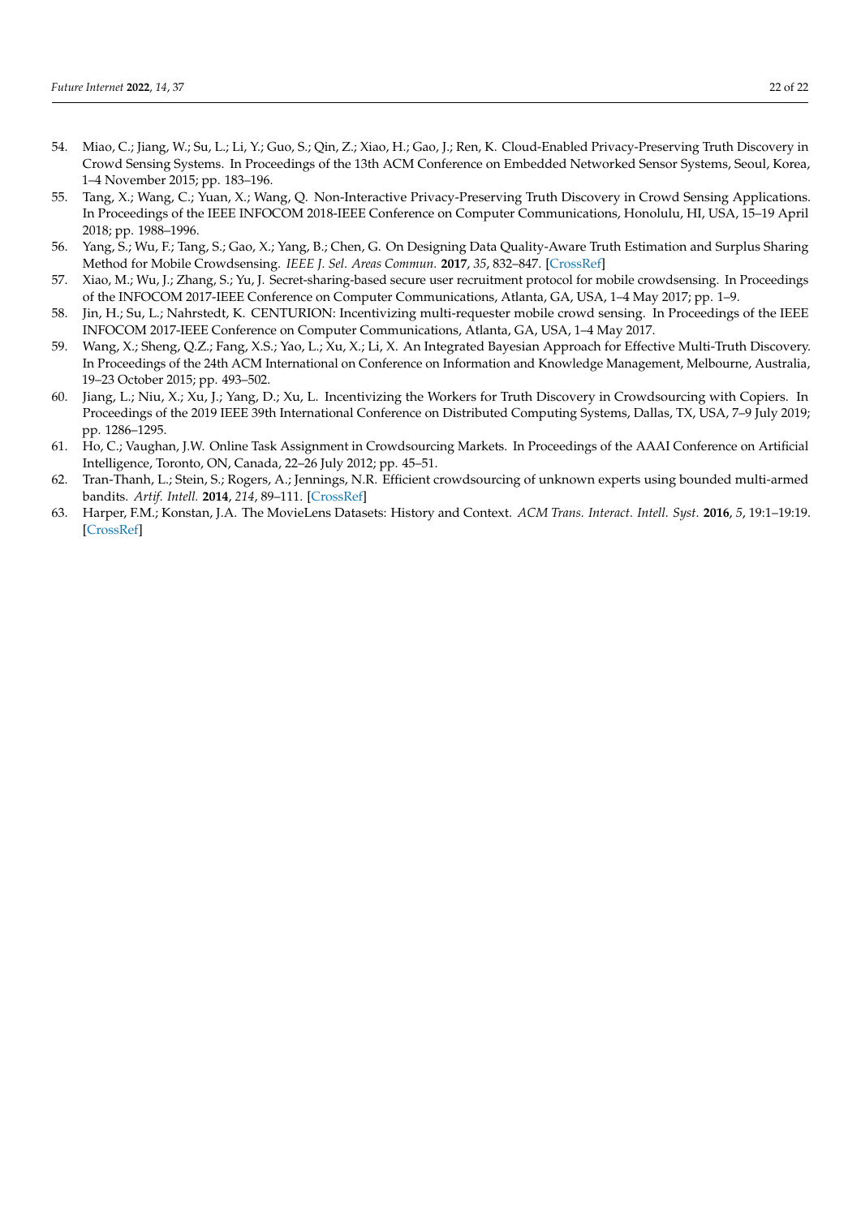54. Miao, C.; Jiang, W.; Su, L.; Li, Y.; Guo, S.; Qin, Z.; Xiao, H.; Gao, J.; Ren, K. Cloud-Enabled Privacy-Preserving Truth Discovery in Crowd Sensing Systems. In Proceedings of the 13th ACM Conference on Embedded Networked Sensor Systems, Seoul, Korea, 1–4 November 2015; pp. 183–196.
55. Tang, X.; Wang, C.; Yuan, X.; Wang, Q. Non-Interactive Privacy-Preserving Truth Discovery in Crowd Sensing Applications. In Proceedings of the IEEE INFOCOM 2018-IEEE Conference on Computer Communications, Honolulu, HI, USA, 15–19 April 2018; pp. 1988–1996.
56. Yang, S.; Wu, F.; Tang, S.; Gao, X.; Yang, B.; Chen, G. On Designing Data Quality-Aware Truth Estimation and Surplus Sharing Method for Mobile Crowdsensing. *IEEE J. Sel. Areas Commun.* **2017**, *35*, 832–847. [CrossRef]
57. Xiao, M.; Wu, J.; Zhang, S.; Yu, J. Secret-sharing-based secure user recruitment protocol for mobile crowdsensing. In Proceedings of the INFOCOM 2017-IEEE Conference on Computer Communications, Atlanta, GA, USA, 1–4 May 2017; pp. 1–9.
58. Jin, H.; Su, L.; Nahrstedt, K. CENTURION: Incentivizing multi-requester mobile crowd sensing. In Proceedings of the IEEE INFOCOM 2017-IEEE Conference on Computer Communications, Atlanta, GA, USA, 1–4 May 2017.
59. Wang, X.; Sheng, Q.Z.; Fang, X.S.; Yao, L.; Xu, X.; Li, X. An Integrated Bayesian Approach for Effective Multi-Truth Discovery. In Proceedings of the 24th ACM International on Conference on Information and Knowledge Management, Melbourne, Australia, 19–23 October 2015; pp. 493–502.
60. Jiang, L.; Niu, X.; Xu, J.; Yang, D.; Xu, L. Incentivizing the Workers for Truth Discovery in Crowdsourcing with Copiers. In Proceedings of the 2019 IEEE 39th International Conference on Distributed Computing Systems, Dallas, TX, USA, 7–9 July 2019; pp. 1286–1295.
61. Ho, C.; Vaughan, J.W. Online Task Assignment in Crowdsourcing Markets. In Proceedings of the AAAI Conference on Artificial Intelligence, Toronto, ON, Canada, 22–26 July 2012; pp. 45–51.
62. Tran-Thanh, L.; Stein, S.; Rogers, A.; Jennings, N.R. Efficient crowdsourcing of unknown experts using bounded multi-armed bandits. *Artif. Intell.* **2014**, *214*, 89–111. [CrossRef]
63. Harper, F.M.; Konstan, J.A. The MovieLens Datasets: History and Context. *ACM Trans. Interact. Intell. Syst.* **2016**, *5*, 19:1–19:19. [CrossRef]